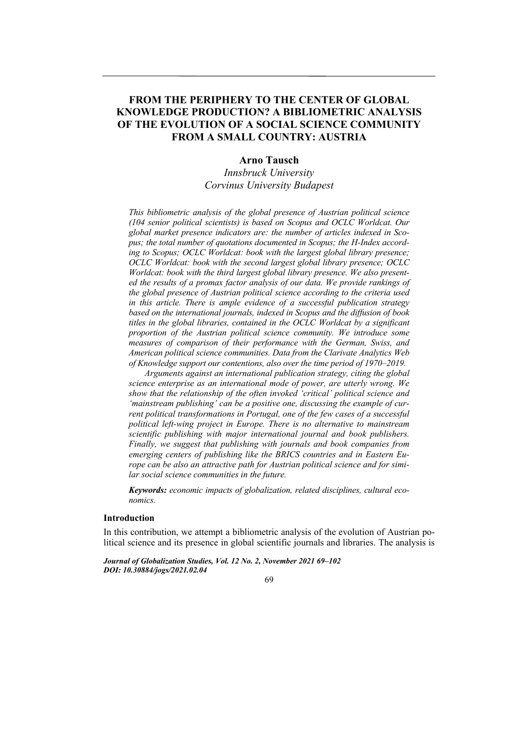# FROM THE PERIPHERY TO THE CENTER OF GLOBAL KNOWLEDGE PRODUCTION? A BIBLIOMETRIC ANALYSIS OF THE EVOLUTION OF A SOCIAL SCIENCE COMMUNITY FROM A SMALL COUNTRY: AUSTRIA

**Arno Tausch**

*Innsbruck University*
*Corvinus University Budapest*

*This bibliometric analysis of the global presence of Austrian political science (104 senior political scientists) is based on Scopus and OCLC Worldcat. Our global market presence indicators are: the number of articles indexed in Scopus; the total number of quotations documented in Scopus; the H-Index according to Scopus; OCLC Worldcat: book with the largest global library presence; OCLC Worldcat: book with the second largest global library presence; OCLC Worldcat: book with the third largest global library presence. We also presented the results of a promax factor analysis of our data. We provide rankings of the global presence of Austrian political science according to the criteria used in this article. There is ample evidence of a successful publication strategy based on the international journals, indexed in Scopus and the diffusion of book titles in the global libraries, contained in the OCLC Worldcat by a significant proportion of the Austrian political science community. We introduce some measures of comparison of their performance with the German, Swiss, and American political science communities. Data from the Clarivate Analytics Web of Knowledge support our contentions, also over the time period of 1970–2019.*

*Arguments against an international publication strategy, citing the global science enterprise as an international mode of power, are utterly wrong. We show that the relationship of the often invoked 'critical' political science and 'mainstream publishing' can be a positive one, discussing the example of current political transformations in Portugal, one of the few cases of a successful political left-wing project in Europe. There is no alternative to mainstream scientific publishing with major international journal and book publishers. Finally, we suggest that publishing with journals and book companies from emerging centers of publishing like the BRICS countries and in Eastern Europe can be also an attractive path for Austrian political science and for similar social science communities in the future.*

***Keywords:*** *economic impacts of globalization, related disciplines, cultural economics.*

## Introduction

In this contribution, we attempt a bibliometric analysis of the evolution of Austrian political science and its presence in global scientific journals and libraries. The analysis is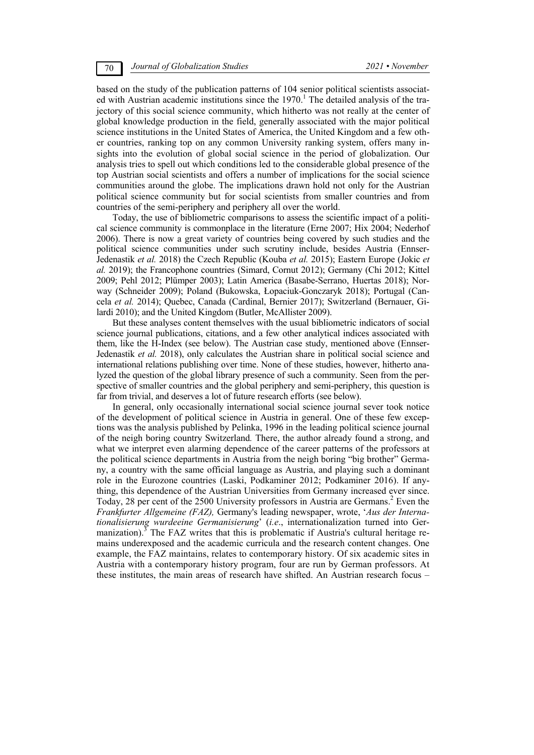based on the study of the publication patterns of 104 senior political scientists associated with Austrian academic institutions since the 1970.[1] The detailed analysis of the trajectory of this social science community, which hitherto was not really at the center of global knowledge production in the field, generally associated with the major political science institutions in the United States of America, the United Kingdom and a few other countries, ranking top on any common University ranking system, offers many insights into the evolution of global social science in the period of globalization. Our analysis tries to spell out which conditions led to the considerable global presence of the top Austrian social scientists and offers a number of implications for the social science communities around the globe. The implications drawn hold not only for the Austrian political science community but for social scientists from smaller countries and from countries of the semi-periphery and periphery all over the world.

Today, the use of bibliometric comparisons to assess the scientific impact of a political science community is commonplace in the literature (Erne 2007; Hix 2004; Nederhof 2006). There is now a great variety of countries being covered by such studies and the political science communities under such scrutiny include, besides Austria (Ennser-Jedenastik *et al.* 2018) the Czech Republic (Kouba *et al.* 2015); Eastern Europe (Jokic *et al.* 2019); the Francophone countries (Simard, Cornut 2012); Germany (Chi 2012; Kittel 2009; Pehl 2012; Plümper 2003); Latin America (Basabe-Serrano, Huertas 2018); Norway (Schneider 2009); Poland (Bukowska, Łopaciuk-Gonczaryk 2018); Portugal (Cancela *et al.* 2014); Quebec, Canada (Cardinal, Bernier 2017); Switzerland (Bernauer, Gilardi 2010); and the United Kingdom (Butler, McAllister 2009).

But these analyses content themselves with the usual bibliometric indicators of social science journal publications, citations, and a few other analytical indices associated with them, like the H-Index (see below). The Austrian case study, mentioned above (Ennser-Jedenastik *et al.* 2018), only calculates the Austrian share in political social science and international relations publishing over time. None of these studies, however, hitherto analyzed the question of the global library presence of such a community. Seen from the perspective of smaller countries and the global periphery and semi-periphery, this question is far from trivial, and deserves a lot of future research efforts (see below).

In general, only occasionally international social science journal sever took notice of the development of political science in Austria in general. One of these few exceptions was the analysis published by Pelinka, 1996 in the leading political science journal of the neigh boring country Switzerland*.* There, the author already found a strong, and what we interpret even alarming dependence of the career patterns of the professors at the political science departments in Austria from the neigh boring "big brother" Germany, a country with the same official language as Austria, and playing such a dominant role in the Eurozone countries (Laski, Podkaminer 2012; Podkaminer 2016). If anything, this dependence of the Austrian Universities from Germany increased ever since. Today, 28 per cent of the 2500 University professors in Austria are Germans.[2] Even the *Frankfurter Allgemeine (FAZ),* Germany's leading newspaper, wrote, '*Aus der Internationalisierung wurdeeine Germanisierung*' (*i.e*., internationalization turned into Germanization).[3] The FAZ writes that this is problematic if Austria's cultural heritage remains underexposed and the academic curricula and the research content changes. One example, the FAZ maintains, relates to contemporary history. Of six academic sites in Austria with a contemporary history program, four are run by German professors. At these institutes, the main areas of research have shifted. An Austrian research focus –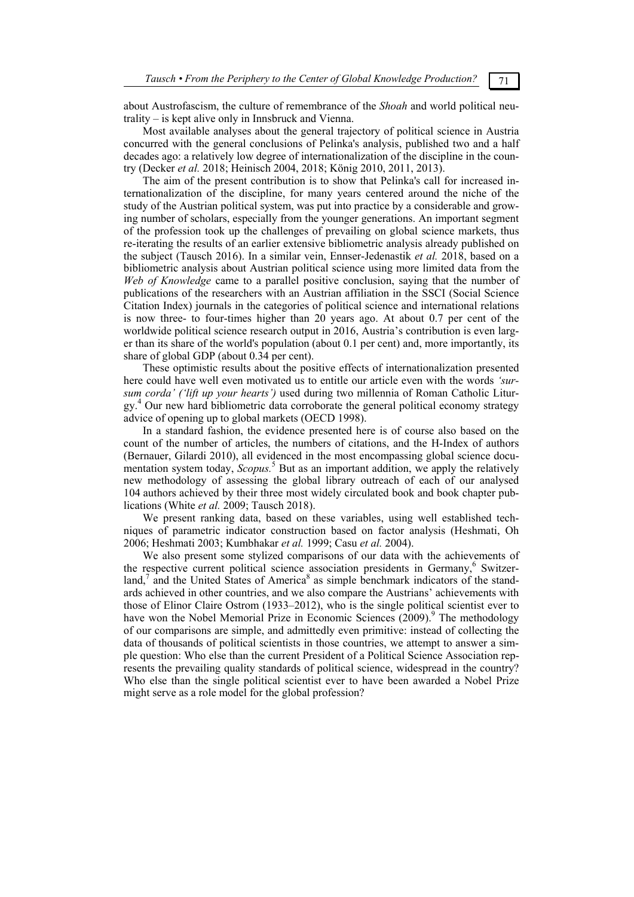about Austrofascism, the culture of remembrance of the *Shoah* and world political neutrality – is kept alive only in Innsbruck and Vienna.

Most available analyses about the general trajectory of political science in Austria concurred with the general conclusions of Pelinka's analysis, published two and a half decades ago: a relatively low degree of internationalization of the discipline in the country (Decker *et al.* 2018; Heinisch 2004, 2018; König 2010, 2011, 2013).

The aim of the present contribution is to show that Pelinka's call for increased internationalization of the discipline, for many years centered around the niche of the study of the Austrian political system, was put into practice by a considerable and growing number of scholars, especially from the younger generations. An important segment of the profession took up the challenges of prevailing on global science markets, thus re-iterating the results of an earlier extensive bibliometric analysis already published on the subject (Tausch 2016). In a similar vein, Ennser-Jedenastik *et al.* 2018, based on a bibliometric analysis about Austrian political science using more limited data from the *Web of Knowledge* came to a parallel positive conclusion, saying that the number of publications of the researchers with an Austrian affiliation in the SSCI (Social Science Citation Index) journals in the categories of political science and international relations is now three- to four-times higher than 20 years ago. At about 0.7 per cent of the worldwide political science research output in 2016, Austria's contribution is even larger than its share of the world's population (about 0.1 per cent) and, more importantly, its share of global GDP (about 0.34 per cent).

These optimistic results about the positive effects of internationalization presented here could have well even motivated us to entitle our article even with the words *'sursum corda' ('lift up your hearts')* used during two millennia of Roman Catholic Liturgy.[4] Our new hard bibliometric data corroborate the general political economy strategy advice of opening up to global markets (OECD 1998).

In a standard fashion, the evidence presented here is of course also based on the count of the number of articles, the numbers of citations, and the H-Index of authors (Bernauer, Gilardi 2010), all evidenced in the most encompassing global science documentation system today, *Scopus.*[5] But as an important addition, we apply the relatively new methodology of assessing the global library outreach of each of our analysed 104 authors achieved by their three most widely circulated book and book chapter publications (White *et al.* 2009; Tausch 2018).

We present ranking data, based on these variables, using well established techniques of parametric indicator construction based on factor analysis (Heshmati, Oh 2006; Heshmati 2003; Kumbhakar *et al.* 1999; Casu *et al.* 2004).

We also present some stylized comparisons of our data with the achievements of the respective current political science association presidents in Germany,[6] Switzerland,[7] and the United States of America[8] as simple benchmark indicators of the standards achieved in other countries, and we also compare the Austrians' achievements with those of Elinor Claire Ostrom (1933–2012), who is the single political scientist ever to have won the Nobel Memorial Prize in Economic Sciences (2009).[9] The methodology of our comparisons are simple, and admittedly even primitive: instead of collecting the data of thousands of political scientists in those countries, we attempt to answer a simple question: Who else than the current President of a Political Science Association represents the prevailing quality standards of political science, widespread in the country? Who else than the single political scientist ever to have been awarded a Nobel Prize might serve as a role model for the global profession?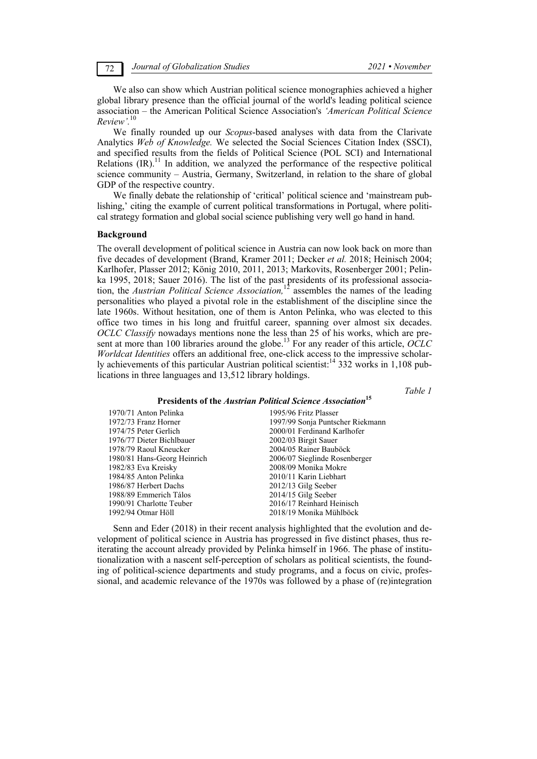We also can show which Austrian political science monographies achieved a higher global library presence than the official journal of the world's leading political science association – the American Political Science Association's *'American Political Science Review'*.[10]

We finally rounded up our *Scopus*-based analyses with data from the Clarivate Analytics *Web of Knowledge.* We selected the Social Sciences Citation Index (SSCI), and specified results from the fields of Political Science (POL SCI) and International Relations (IR).[11] In addition, we analyzed the performance of the respective political science community – Austria, Germany, Switzerland, in relation to the share of global GDP of the respective country.

We finally debate the relationship of 'critical' political science and 'mainstream publishing,' citing the example of current political transformations in Portugal, where political strategy formation and global social science publishing very well go hand in hand.

### Background

The overall development of political science in Austria can now look back on more than five decades of development (Brand, Kramer 2011; Decker *et al.* 2018; Heinisch 2004; Karlhofer, Plasser 2012; König 2010, 2011, 2013; Markovits, Rosenberger 2001; Pelinka 1995, 2018; Sauer 2016). The list of the past presidents of its professional association, the *Austrian Political Science Association,*[12] assembles the names of the leading personalities who played a pivotal role in the establishment of the discipline since the late 1960s. Without hesitation, one of them is Anton Pelinka, who was elected to this office two times in his long and fruitful career, spanning over almost six decades. *OCLC Classify* nowadays mentions none the less than 25 of his works, which are present at more than 100 libraries around the globe.[13] For any reader of this article, *OCLC Worldcat Identities* offers an additional free, one-click access to the impressive scholarly achievements of this particular Austrian political scientist:[14] 332 works in 1,108 publications in three languages and 13,512 library holdings.

*Table 1*

**Presidents of the *Austrian Political Science Association*[15]**

| | |
|---|---|
| 1970/71 Anton Pelinka | 1995/96 Fritz Plasser |
| 1972/73 Franz Horner | 1997/99 Sonja Puntscher Riekmann |
| 1974/75 Peter Gerlich | 2000/01 Ferdinand Karlhofer |
| 1976/77 Dieter Bichlbauer | 2002/03 Birgit Sauer |
| 1978/79 Raoul Kneucker | 2004/05 Rainer Bauböck |
| 1980/81 Hans-Georg Heinrich | 2006/07 Sieglinde Rosenberger |
| 1982/83 Eva Kreisky | 2008/09 Monika Mokre |
| 1984/85 Anton Pelinka | 2010/11 Karin Liebhart |
| 1986/87 Herbert Dachs | 2012/13 Gilg Seeber |
| 1988/89 Emmerich Tálos | 2014/15 Gilg Seeber |
| 1990/91 Charlotte Teuber | 2016/17 Reinhard Heinisch |
| 1992/94 Otmar Höll | 2018/19 Monika Mühlböck |

Senn and Eder (2018) in their recent analysis highlighted that the evolution and development of political science in Austria has progressed in five distinct phases, thus reiterating the account already provided by Pelinka himself in 1966. The phase of institutionalization with a nascent self-perception of scholars as political scientists, the founding of political-science departments and study programs, and a focus on civic, professional, and academic relevance of the 1970s was followed by a phase of (re)integration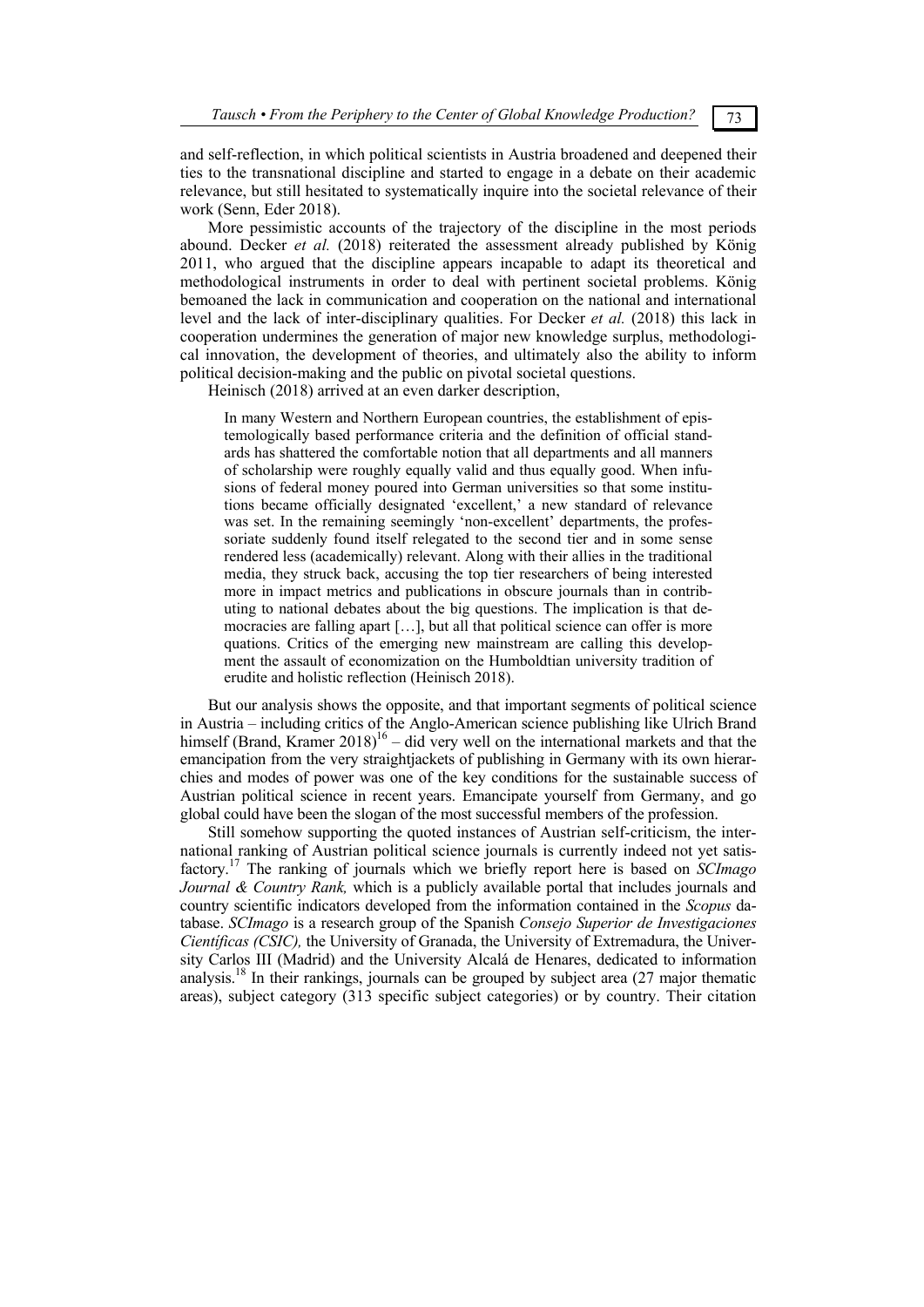and self-reflection, in which political scientists in Austria broadened and deepened their ties to the transnational discipline and started to engage in a debate on their academic relevance, but still hesitated to systematically inquire into the societal relevance of their work (Senn, Eder 2018).

More pessimistic accounts of the trajectory of the discipline in the most periods abound. Decker *et al.* (2018) reiterated the assessment already published by König 2011, who argued that the discipline appears incapable to adapt its theoretical and methodological instruments in order to deal with pertinent societal problems. König bemoaned the lack in communication and cooperation on the national and international level and the lack of inter-disciplinary qualities. For Decker *et al.* (2018) this lack in cooperation undermines the generation of major new knowledge surplus, methodological innovation, the development of theories, and ultimately also the ability to inform political decision-making and the public on pivotal societal questions.

Heinisch (2018) arrived at an even darker description,

> In many Western and Northern European countries, the establishment of epistemologically based performance criteria and the definition of official standards has shattered the comfortable notion that all departments and all manners of scholarship were roughly equally valid and thus equally good. When infusions of federal money poured into German universities so that some institutions became officially designated 'excellent,' a new standard of relevance was set. In the remaining seemingly 'non-excellent' departments, the professoriate suddenly found itself relegated to the second tier and in some sense rendered less (academically) relevant. Along with their allies in the traditional media, they struck back, accusing the top tier researchers of being interested more in impact metrics and publications in obscure journals than in contributing to national debates about the big questions. The implication is that democracies are falling apart […], but all that political science can offer is more quations. Critics of the emerging new mainstream are calling this development the assault of economization on the Humboldtian university tradition of erudite and holistic reflection (Heinisch 2018).

But our analysis shows the opposite, and that important segments of political science in Austria – including critics of the Anglo-American science publishing like Ulrich Brand himself (Brand, Kramer 2018)[16] – did very well on the international markets and that the emancipation from the very straightjackets of publishing in Germany with its own hierarchies and modes of power was one of the key conditions for the sustainable success of Austrian political science in recent years. Emancipate yourself from Germany, and go global could have been the slogan of the most successful members of the profession.

Still somehow supporting the quoted instances of Austrian self-criticism, the international ranking of Austrian political science journals is currently indeed not yet satisfactory.[17] The ranking of journals which we briefly report here is based on *SCImago Journal & Country Rank,* which is a publicly available portal that includes journals and country scientific indicators developed from the information contained in the *Scopus* database. *SCImago* is a research group of the Spanish *Consejo Superior de Investigaciones Científicas (CSIC),* the University of Granada, the University of Extremadura, the University Carlos III (Madrid) and the University Alcalá de Henares, dedicated to information analysis.[18] In their rankings, journals can be grouped by subject area (27 major thematic areas), subject category (313 specific subject categories) or by country. Their citation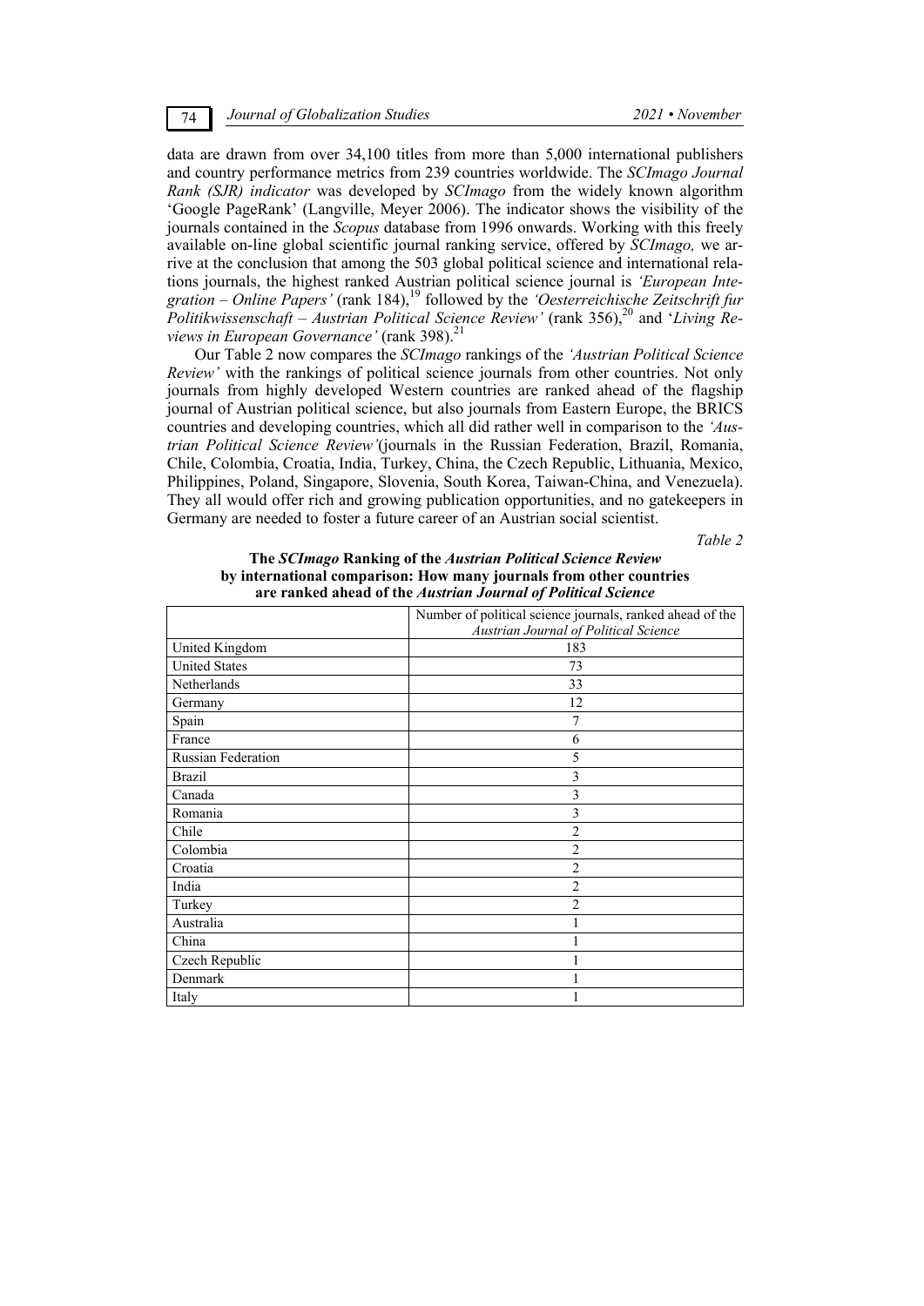data are drawn from over 34,100 titles from more than 5,000 international publishers and country performance metrics from 239 countries worldwide. The *SCImago Journal Rank (SJR) indicator* was developed by *SCImago* from the widely known algorithm 'Google PageRank' (Langville, Meyer 2006). The indicator shows the visibility of the journals contained in the *Scopus* database from 1996 onwards. Working with this freely available on-line global scientific journal ranking service, offered by *SCImago,* we arrive at the conclusion that among the 503 global political science and international relations journals, the highest ranked Austrian political science journal is *'European Integration – Online Papers'* (rank 184),[19] followed by the *'Oesterreichische Zeitschrift fur Politikwissenschaft – Austrian Political Science Review'* (rank 356),[20] and '*Living Reviews in European Governance'* (rank 398).[21]

Our Table 2 now compares the *SCImago* rankings of the *'Austrian Political Science Review'* with the rankings of political science journals from other countries. Not only journals from highly developed Western countries are ranked ahead of the flagship journal of Austrian political science, but also journals from Eastern Europe, the BRICS countries and developing countries, which all did rather well in comparison to the *'Austrian Political Science Review'*(journals in the Russian Federation, Brazil, Romania, Chile, Colombia, Croatia, India, Turkey, China, the Czech Republic, Lithuania, Mexico, Philippines, Poland, Singapore, Slovenia, South Korea, Taiwan-China, and Venezuela). They all would offer rich and growing publication opportunities, and no gatekeepers in Germany are needed to foster a future career of an Austrian social scientist.

*Table 2*

**The *SCImago* Ranking of the *Austrian Political Science Review* by international comparison: How many journals from other countries are ranked ahead of the *Austrian Journal of Political Science***

| | Number of political science journals, ranked ahead of the *Austrian Journal of Political Science* |
|---|---|
| United Kingdom | 183 |
| United States | 73 |
| Netherlands | 33 |
| Germany | 12 |
| Spain | 7 |
| France | 6 |
| Russian Federation | 5 |
| Brazil | 3 |
| Canada | 3 |
| Romania | 3 |
| Chile | 2 |
| Colombia | 2 |
| Croatia | 2 |
| India | 2 |
| Turkey | 2 |
| Australia | 1 |
| China | 1 |
| Czech Republic | 1 |
| Denmark | 1 |
| Italy | 1 |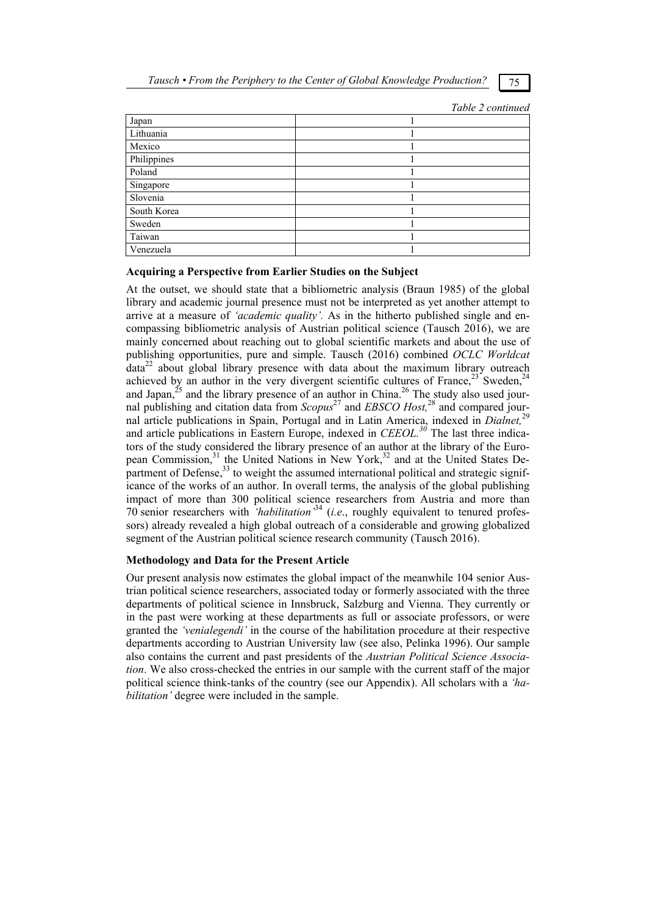*Table 2 continued*

| | |
|---|---|
| Japan | 1 |
| Lithuania | 1 |
| Mexico | 1 |
| Philippines | 1 |
| Poland | 1 |
| Singapore | 1 |
| Slovenia | 1 |
| South Korea | 1 |
| Sweden | 1 |
| Taiwan | 1 |
| Venezuela | 1 |

**Acquiring a Perspective from Earlier Studies on the Subject**

At the outset, we should state that a bibliometric analysis (Braun 1985) of the global library and academic journal presence must not be interpreted as yet another attempt to arrive at a measure of *'academic quality'*. As in the hitherto published single and encompassing bibliometric analysis of Austrian political science (Tausch 2016), we are mainly concerned about reaching out to global scientific markets and about the use of publishing opportunities, pure and simple. Tausch (2016) combined *OCLC Worldcat* data[22] about global library presence with data about the maximum library outreach achieved by an author in the very divergent scientific cultures of France,[23] Sweden,[24] and Japan,[25] and the library presence of an author in China.[26] The study also used journal publishing and citation data from *Scopus*[27] and *EBSCO Host,*[28] and compared journal article publications in Spain, Portugal and in Latin America, indexed in *Dialnet,*[29] and article publications in Eastern Europe, indexed in *CEEOL.*[30] The last three indicators of the study considered the library presence of an author at the library of the European Commission,[31] the United Nations in New York,[32] and at the United States Department of Defense,[33] to weight the assumed international political and strategic significance of the works of an author. In overall terms, the analysis of the global publishing impact of more than 300 political science researchers from Austria and more than 70 senior researchers with *'habilitation'*[34] (*i.e*., roughly equivalent to tenured professors) already revealed a high global outreach of a considerable and growing globalized segment of the Austrian political science research community (Tausch 2016).

**Methodology and Data for the Present Article**

Our present analysis now estimates the global impact of the meanwhile 104 senior Austrian political science researchers, associated today or formerly associated with the three departments of political science in Innsbruck, Salzburg and Vienna. They currently or in the past were working at these departments as full or associate professors, or were granted the *'venialegendi'* in the course of the habilitation procedure at their respective departments according to Austrian University law (see also, Pelinka 1996). Our sample also contains the current and past presidents of the *Austrian Political Science Association*. We also cross-checked the entries in our sample with the current staff of the major political science think-tanks of the country (see our Appendix). All scholars with a *'habilitation'* degree were included in the sample.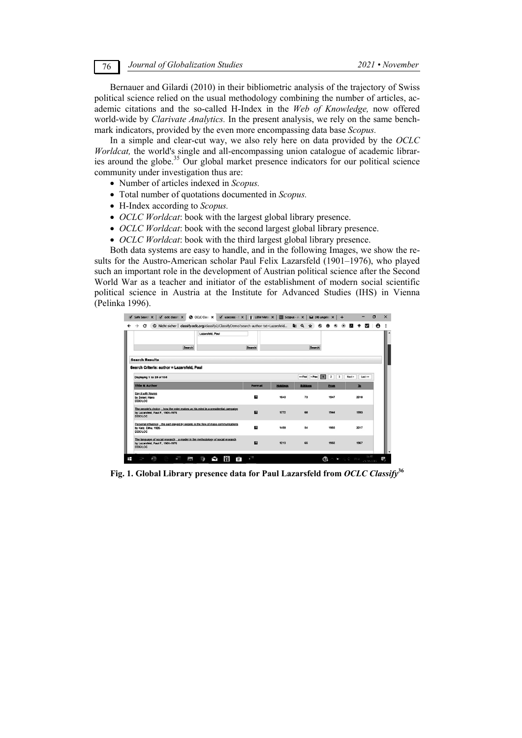Bernauer and Gilardi (2010) in their bibliometric analysis of the trajectory of Swiss political science relied on the usual methodology combining the number of articles, academic citations and the so-called H-Index in the *Web of Knowledge,* now offered world-wide by *Clarivate Analytics.* In the present analysis, we rely on the same benchmark indicators, provided by the even more encompassing data base *Scopus.*

In a simple and clear-cut way, we also rely here on data provided by the *OCLC Worldcat,* the world's single and all-encompassing union catalogue of academic libraries around the globe.[35] Our global market presence indicators for our political science community under investigation thus are:

- Number of articles indexed in *Scopus.*
- Total number of quotations documented in *Scopus.*
- H-Index according to *Scopus.*
- *OCLC Worldcat*: book with the largest global library presence.
- *OCLC Worldcat*: book with the second largest global library presence.
- *OCLC Worldcat*: book with the third largest global library presence.

Both data systems are easy to handle, and in the following Images, we show the results for the Austro-American scholar Paul Felix Lazarsfeld (1901–1976), who played such an important role in the development of Austrian political science after the Second World War as a teacher and initiator of the establishment of modern social scientific political science in Austria at the Institute for Advanced Studies (IHS) in Vienna (Pelinka 1996).

**Fig. 1. Global Library presence data for Paul Lazarsfeld from *OCLC Classify*[36]**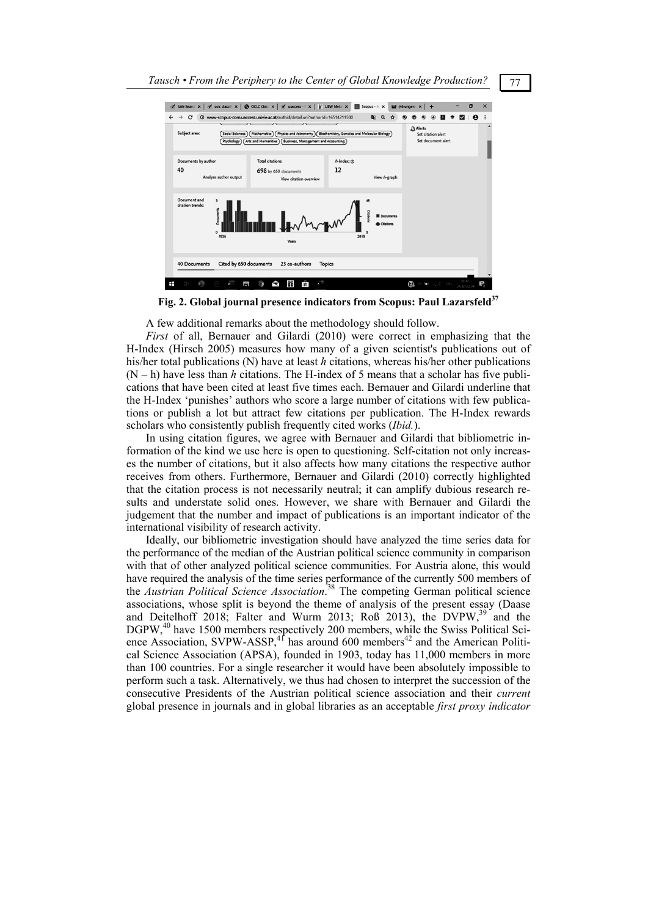Fig. 2. Global journal presence indicators from Scopus: Paul Lazarsfeld[37]

A few additional remarks about the methodology should follow.

*First* of all, Bernauer and Gilardi (2010) were correct in emphasizing that the H-Index (Hirsch 2005) measures how many of a given scientist's publications out of his/her total publications (N) have at least *h* citations, whereas his/her other publications (N – h) have less than *h* citations. The H-index of 5 means that a scholar has five publications that have been cited at least five times each. Bernauer and Gilardi underline that the H-Index 'punishes' authors who score a large number of citations with few publications or publish a lot but attract few citations per publication. The H-Index rewards scholars who consistently publish frequently cited works (*Ibid.*).

In using citation figures, we agree with Bernauer and Gilardi that bibliometric information of the kind we use here is open to questioning. Self-citation not only increases the number of citations, but it also affects how many citations the respective author receives from others. Furthermore, Bernauer and Gilardi (2010) correctly highlighted that the citation process is not necessarily neutral; it can amplify dubious research results and understate solid ones. However, we share with Bernauer and Gilardi the judgement that the number and impact of publications is an important indicator of the international visibility of research activity.

Ideally, our bibliometric investigation should have analyzed the time series data for the performance of the median of the Austrian political science community in comparison with that of other analyzed political science communities. For Austria alone, this would have required the analysis of the time series performance of the currently 500 members of the *Austrian Political Science Association*.[38] The competing German political science associations, whose split is beyond the theme of analysis of the present essay (Daase and Deitelhoff 2018; Falter and Wurm 2013; Roß 2013), the DVPW,[39] and the DGPW,[40] have 1500 members respectively 200 members, while the Swiss Political Science Association, SVPW-ASSP,[41] has around 600 members[42] and the American Political Science Association (APSA), founded in 1903, today has 11,000 members in more than 100 countries. For a single researcher it would have been absolutely impossible to perform such a task. Alternatively, we thus had chosen to interpret the succession of the consecutive Presidents of the Austrian political science association and their *current* global presence in journals and in global libraries as an acceptable *first proxy indicator*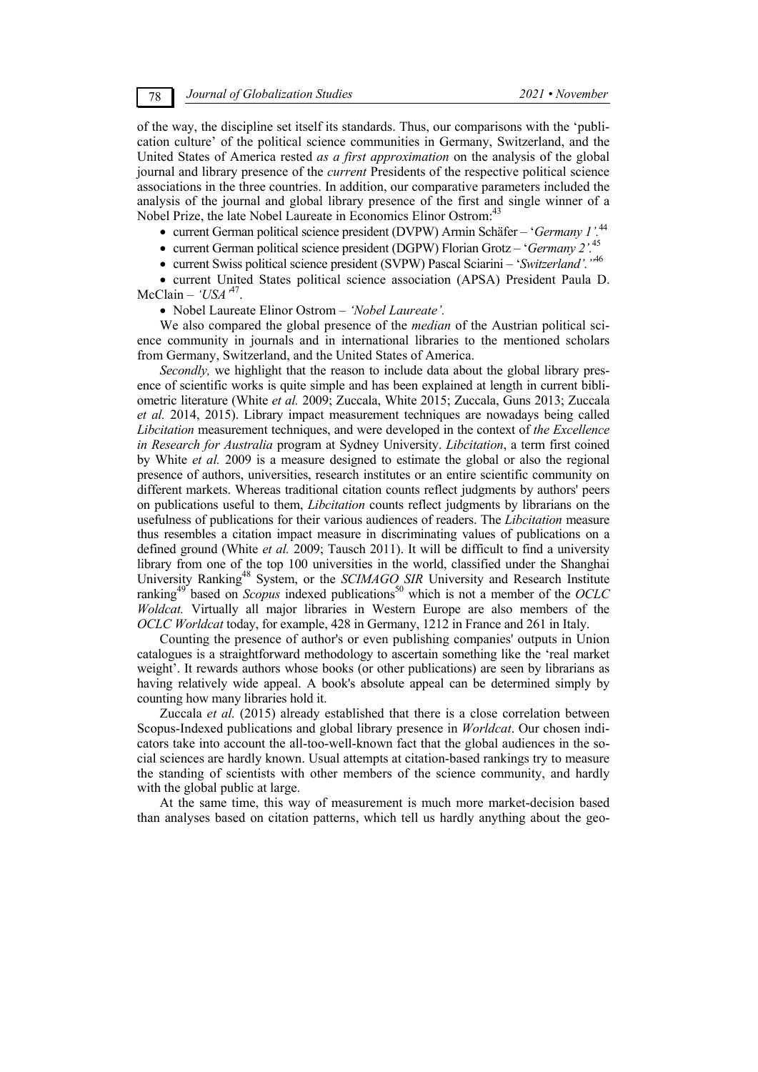of the way, the discipline set itself its standards. Thus, our comparisons with the 'publication culture' of the political science communities in Germany, Switzerland, and the United States of America rested *as a first approximation* on the analysis of the global journal and library presence of the *current* Presidents of the respective political science associations in the three countries. In addition, our comparative parameters included the analysis of the journal and global library presence of the first and single winner of a Nobel Prize, the late Nobel Laureate in Economics Elinor Ostrom:[43]

- current German political science president (DVPW) Armin Schäfer – '*Germany 1'.*[44]
- current German political science president (DGPW) Florian Grotz – '*Germany 2'.*[45]
- current Swiss political science president (SVPW) Pascal Sciarini – '*Switzerland'.'*[46]
- current United States political science association (APSA) President Paula D. McClain – *'USA'*[47].
- Nobel Laureate Elinor Ostrom – *'Nobel Laureate'.*

We also compared the global presence of the *median* of the Austrian political science community in journals and in international libraries to the mentioned scholars from Germany, Switzerland, and the United States of America.

*Secondly,* we highlight that the reason to include data about the global library presence of scientific works is quite simple and has been explained at length in current bibliometric literature (White *et al.* 2009; Zuccala, White 2015; Zuccala, Guns 2013; Zuccala *et al.* 2014, 2015). Library impact measurement techniques are nowadays being called *Libcitation* measurement techniques, and were developed in the context of *the Excellence in Research for Australia* program at Sydney University. *Libcitation*, a term first coined by White *et al.* 2009 is a measure designed to estimate the global or also the regional presence of authors, universities, research institutes or an entire scientific community on different markets. Whereas traditional citation counts reflect judgments by authors' peers on publications useful to them, *Libcitation* counts reflect judgments by librarians on the usefulness of publications for their various audiences of readers. The *Libcitation* measure thus resembles a citation impact measure in discriminating values of publications on a defined ground (White *et al.* 2009; Tausch 2011). It will be difficult to find a university library from one of the top 100 universities in the world, classified under the Shanghai University Ranking[48] System, or the *SCIMAGO SIR* University and Research Institute ranking[49] based on *Scopus* indexed publications[50] which is not a member of the *OCLC Woldcat.* Virtually all major libraries in Western Europe are also members of the *OCLC Worldcat* today, for example, 428 in Germany, 1212 in France and 261 in Italy.

Counting the presence of author's or even publishing companies' outputs in Union catalogues is a straightforward methodology to ascertain something like the 'real market weight'. It rewards authors whose books (or other publications) are seen by librarians as having relatively wide appeal. A book's absolute appeal can be determined simply by counting how many libraries hold it.

Zuccala *et al.* (2015) already established that there is a close correlation between Scopus-Indexed publications and global library presence in *Worldcat*. Our chosen indicators take into account the all-too-well-known fact that the global audiences in the social sciences are hardly known. Usual attempts at citation-based rankings try to measure the standing of scientists with other members of the science community, and hardly with the global public at large.

At the same time, this way of measurement is much more market-decision based than analyses based on citation patterns, which tell us hardly anything about the geo-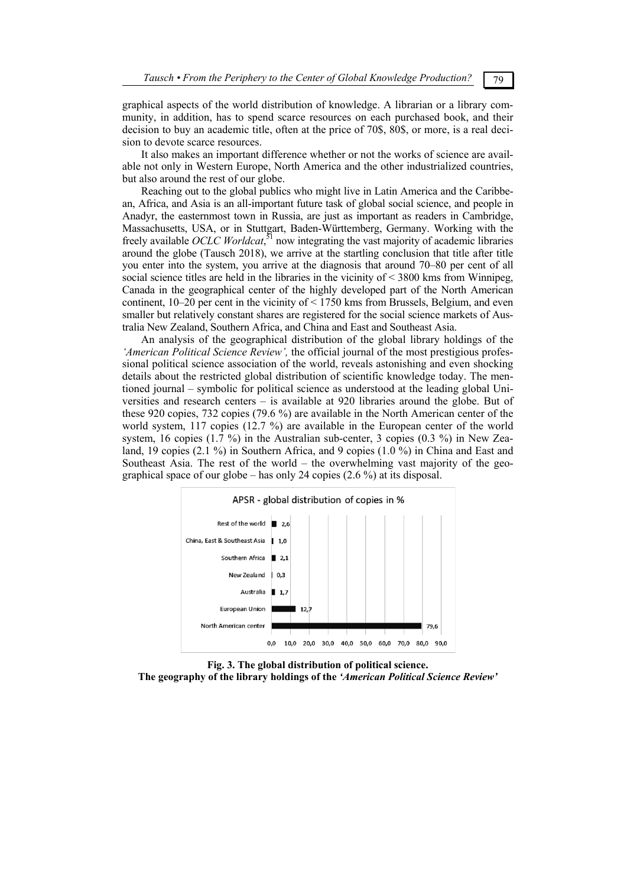graphical aspects of the world distribution of knowledge. A librarian or a library community, in addition, has to spend scarce resources on each purchased book, and their decision to buy an academic title, often at the price of 70$, 80$, or more, is a real decision to devote scarce resources.

It also makes an important difference whether or not the works of science are available not only in Western Europe, North America and the other industrialized countries, but also around the rest of our globe.

Reaching out to the global publics who might live in Latin America and the Caribbean, Africa, and Asia is an all-important future task of global social science, and people in Anadyr, the easternmost town in Russia, are just as important as readers in Cambridge, Massachusetts, USA, or in Stuttgart, Baden-Württemberg, Germany. Working with the freely available *OCLC Worldcat*,[51] now integrating the vast majority of academic libraries around the globe (Tausch 2018), we arrive at the startling conclusion that title after title you enter into the system, you arrive at the diagnosis that around 70–80 per cent of all social science titles are held in the libraries in the vicinity of < 3800 kms from Winnipeg, Canada in the geographical center of the highly developed part of the North American continent, 10–20 per cent in the vicinity of < 1750 kms from Brussels, Belgium, and even smaller but relatively constant shares are registered for the social science markets of Australia New Zealand, Southern Africa, and China and East and Southeast Asia.

An analysis of the geographical distribution of the global library holdings of the *'American Political Science Review',* the official journal of the most prestigious professional political science association of the world, reveals astonishing and even shocking details about the restricted global distribution of scientific knowledge today. The mentioned journal – symbolic for political science as understood at the leading global Universities and research centers – is available at 920 libraries around the globe. But of these 920 copies, 732 copies (79.6 %) are available in the North American center of the world system, 117 copies (12.7 %) are available in the European center of the world system, 16 copies (1.7 %) in the Australian sub-center, 3 copies (0.3 %) in New Zealand, 19 copies (2.1 %) in Southern Africa, and 9 copies (1.0 %) in China and East and Southeast Asia. The rest of the world – the overwhelming vast majority of the geographical space of our globe – has only 24 copies (2.6 %) at its disposal.

APSR - global distribution of copies in %

| Region | % |
|---|---|
| Rest of the world | 2,6 |
| China, East & Southeast Asia | 1,0 |
| Southern Africa | 2,1 |
| New Zealand | 0,3 |
| Australia | 1,7 |
| European Union | 12,7 |
| North American center | 79,6 |

**Fig. 3. The global distribution of political science.**
**The geography of the library holdings of the *'American Political Science Review'***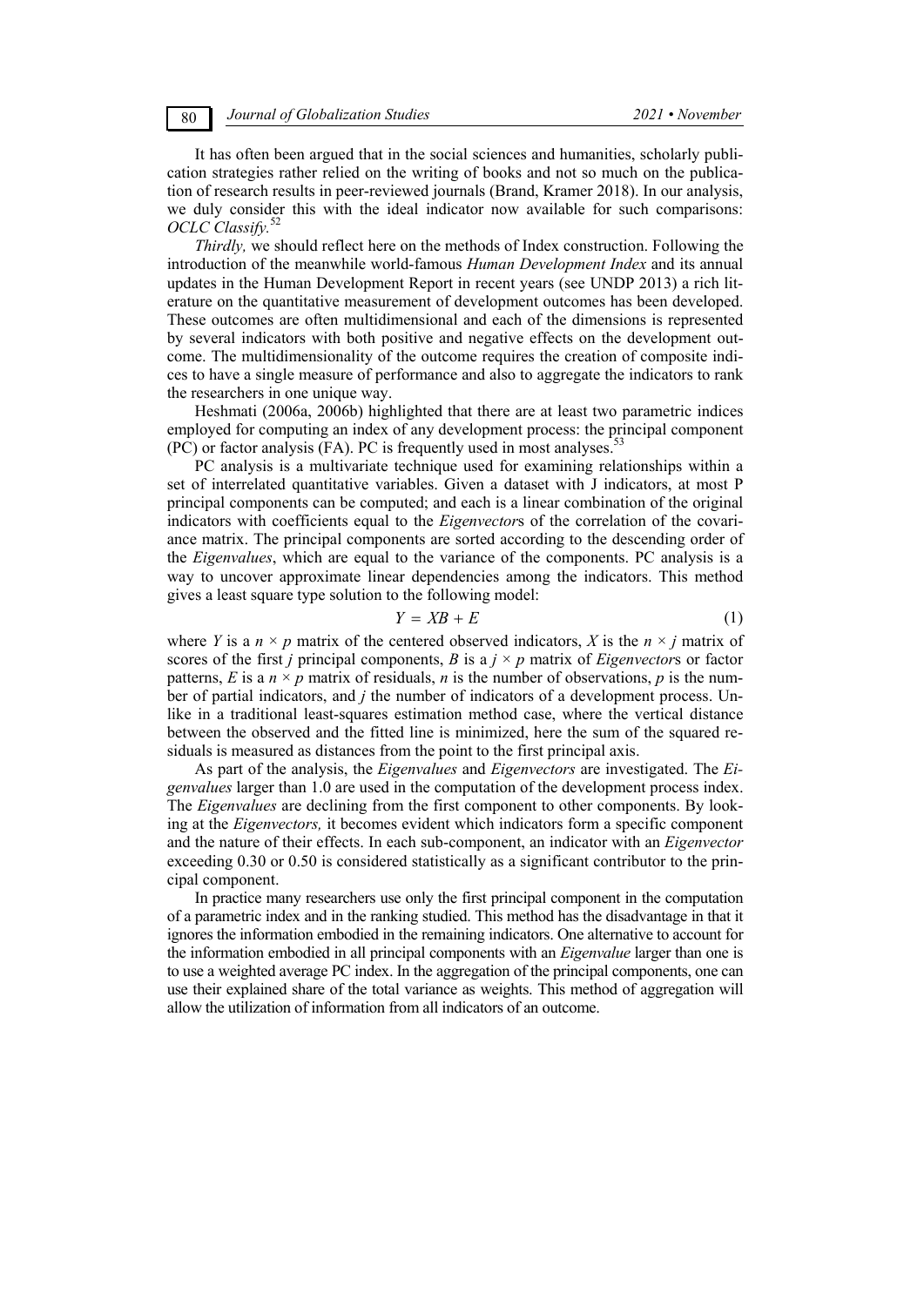It has often been argued that in the social sciences and humanities, scholarly publication strategies rather relied on the writing of books and not so much on the publication of research results in peer-reviewed journals (Brand, Kramer 2018). In our analysis, we duly consider this with the ideal indicator now available for such comparisons: *OCLC Classify.*[52]

*Thirdly,* we should reflect here on the methods of Index construction. Following the introduction of the meanwhile world-famous *Human Development Index* and its annual updates in the Human Development Report in recent years (see UNDP 2013) a rich literature on the quantitative measurement of development outcomes has been developed. These outcomes are often multidimensional and each of the dimensions is represented by several indicators with both positive and negative effects on the development outcome. The multidimensionality of the outcome requires the creation of composite indices to have a single measure of performance and also to aggregate the indicators to rank the researchers in one unique way.

Heshmati (2006a, 2006b) highlighted that there are at least two parametric indices employed for computing an index of any development process: the principal component (PC) or factor analysis (FA). PC is frequently used in most analyses.[53]

PC analysis is a multivariate technique used for examining relationships within a set of interrelated quantitative variables. Given a dataset with J indicators, at most P principal components can be computed; and each is a linear combination of the original indicators with coefficients equal to the *Eigenvector*s of the correlation of the covariance matrix. The principal components are sorted according to the descending order of the *Eigenvalues*, which are equal to the variance of the components. PC analysis is a way to uncover approximate linear dependencies among the indicators. This method gives a least square type solution to the following model:

$$Y = XB + E \tag{1}$$

where $Y$ is a $n \times p$ matrix of the centered observed indicators, $X$ is the $n \times j$ matrix of scores of the first $j$ principal components, $B$ is a $j \times p$ matrix of *Eigenvector*s or factor patterns, $E$ is a $n \times p$ matrix of residuals, $n$ is the number of observations, $p$ is the number of partial indicators, and $j$ the number of indicators of a development process. Unlike in a traditional least-squares estimation method case, where the vertical distance between the observed and the fitted line is minimized, here the sum of the squared residuals is measured as distances from the point to the first principal axis.

As part of the analysis, the *Eigenvalues* and *Eigenvectors* are investigated. The *Eigenvalues* larger than 1.0 are used in the computation of the development process index. The *Eigenvalues* are declining from the first component to other components. By looking at the *Eigenvectors,* it becomes evident which indicators form a specific component and the nature of their effects. In each sub-component, an indicator with an *Eigenvector* exceeding 0.30 or 0.50 is considered statistically as a significant contributor to the principal component.

In practice many researchers use only the first principal component in the computation of a parametric index and in the ranking studied. This method has the disadvantage in that it ignores the information embodied in the remaining indicators. One alternative to account for the information embodied in all principal components with an *Eigenvalue* larger than one is to use a weighted average PC index. In the aggregation of the principal components, one can use their explained share of the total variance as weights. This method of aggregation will allow the utilization of information from all indicators of an outcome.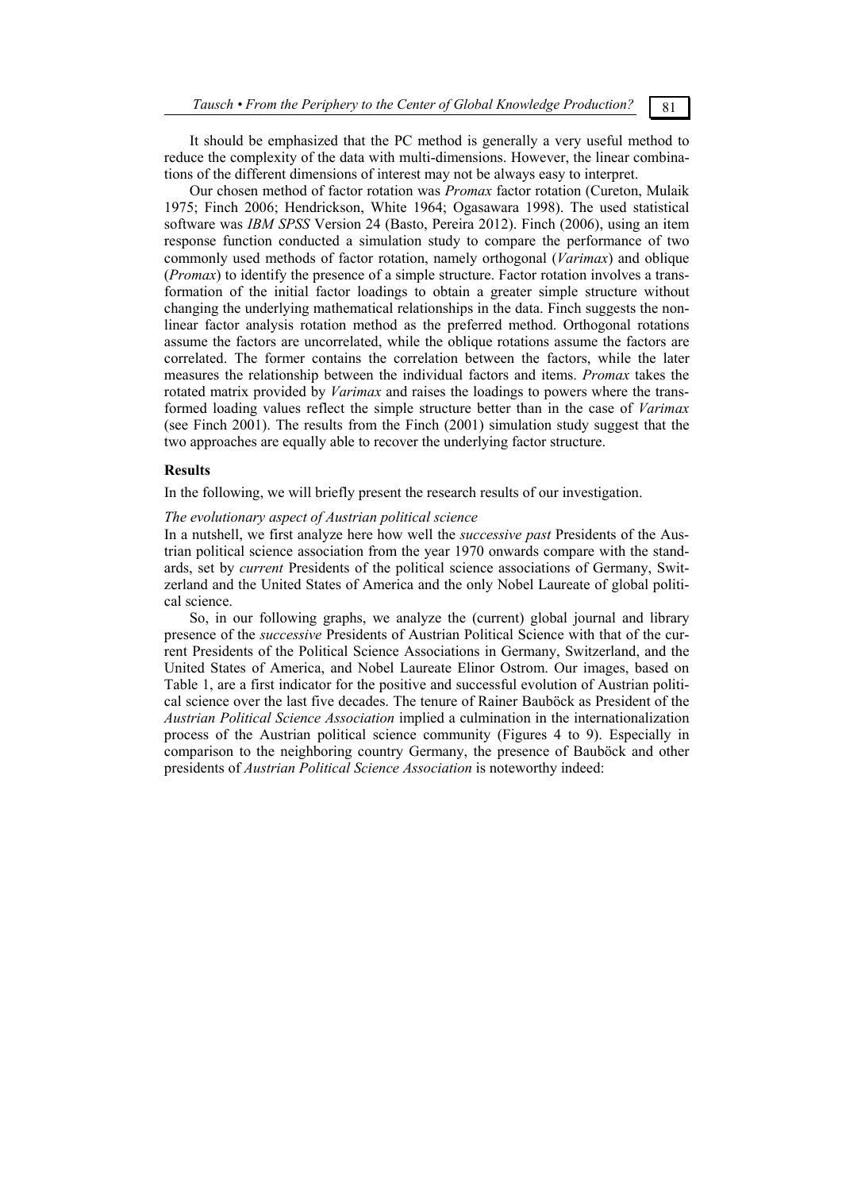It should be emphasized that the PC method is generally a very useful method to reduce the complexity of the data with multi-dimensions. However, the linear combinations of the different dimensions of interest may not be always easy to interpret.

Our chosen method of factor rotation was *Promax* factor rotation (Cureton, Mulaik 1975; Finch 2006; Hendrickson, White 1964; Ogasawara 1998). The used statistical software was *IBM SPSS* Version 24 (Basto, Pereira 2012). Finch (2006), using an item response function conducted a simulation study to compare the performance of two commonly used methods of factor rotation, namely orthogonal (*Varimax*) and oblique (*Promax*) to identify the presence of a simple structure. Factor rotation involves a transformation of the initial factor loadings to obtain a greater simple structure without changing the underlying mathematical relationships in the data. Finch suggests the nonlinear factor analysis rotation method as the preferred method. Orthogonal rotations assume the factors are uncorrelated, while the oblique rotations assume the factors are correlated. The former contains the correlation between the factors, while the later measures the relationship between the individual factors and items. *Promax* takes the rotated matrix provided by *Varimax* and raises the loadings to powers where the transformed loading values reflect the simple structure better than in the case of *Varimax* (see Finch 2001). The results from the Finch (2001) simulation study suggest that the two approaches are equally able to recover the underlying factor structure.

## Results

In the following, we will briefly present the research results of our investigation.

### *The evolutionary aspect of Austrian political science*

In a nutshell, we first analyze here how well the *successive past* Presidents of the Austrian political science association from the year 1970 onwards compare with the standards, set by *current* Presidents of the political science associations of Germany, Switzerland and the United States of America and the only Nobel Laureate of global political science.

So, in our following graphs, we analyze the (current) global journal and library presence of the *successive* Presidents of Austrian Political Science with that of the current Presidents of the Political Science Associations in Germany, Switzerland, and the United States of America, and Nobel Laureate Elinor Ostrom. Our images, based on Table 1, are a first indicator for the positive and successful evolution of Austrian political science over the last five decades. The tenure of Rainer Bauböck as President of the *Austrian Political Science Association* implied a culmination in the internationalization process of the Austrian political science community (Figures 4 to 9). Especially in comparison to the neighboring country Germany, the presence of Bauböck and other presidents of *Austrian Political Science Association* is noteworthy indeed: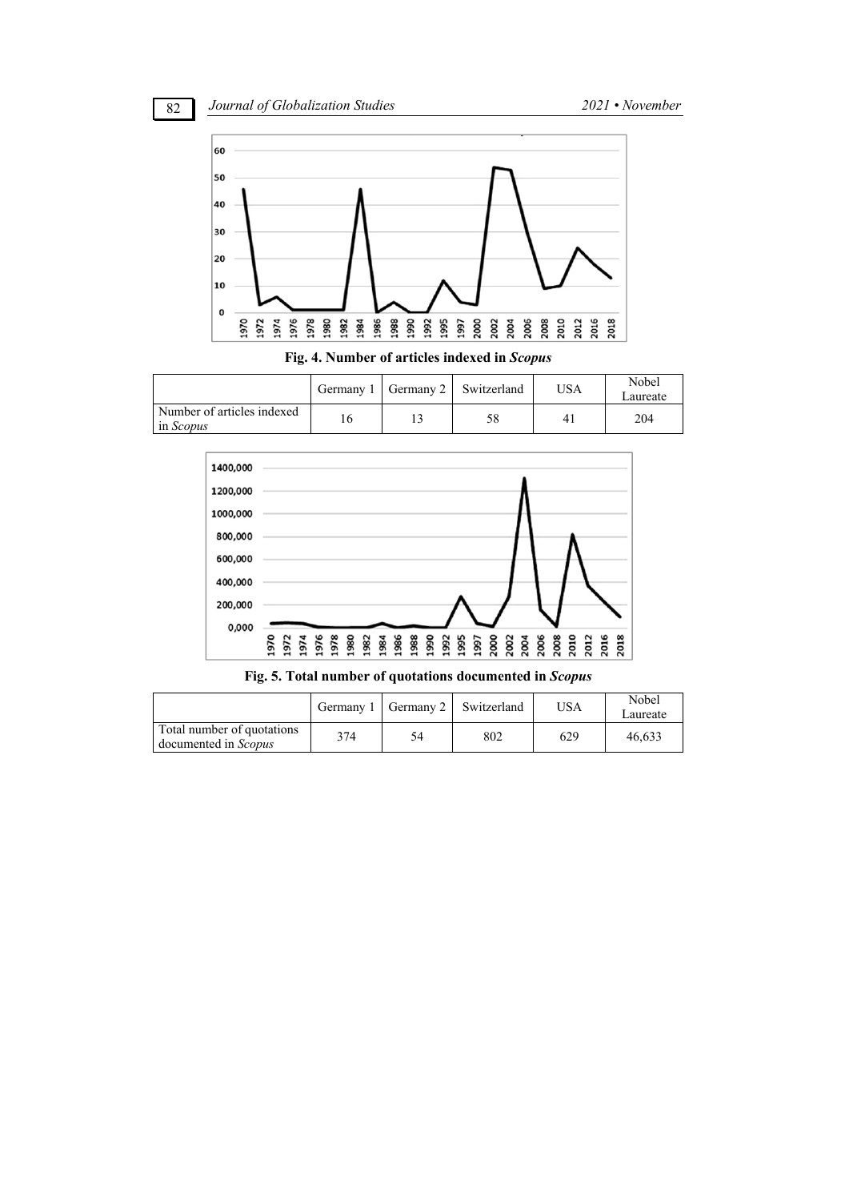**Fig. 4. Number of articles indexed in *Scopus***

| | Germany 1 | Germany 2 | Switzerland | USA | Nobel Laureate |
|---|---|---|---|---|---|
| Number of articles indexed in *Scopus* | 16 | 13 | 58 | 41 | 204 |

**Fig. 5. Total number of quotations documented in *Scopus***

| | Germany 1 | Germany 2 | Switzerland | USA | Nobel Laureate |
|---|---|---|---|---|---|
| Total number of quotations documented in *Scopus* | 374 | 54 | 802 | 629 | 46,633 |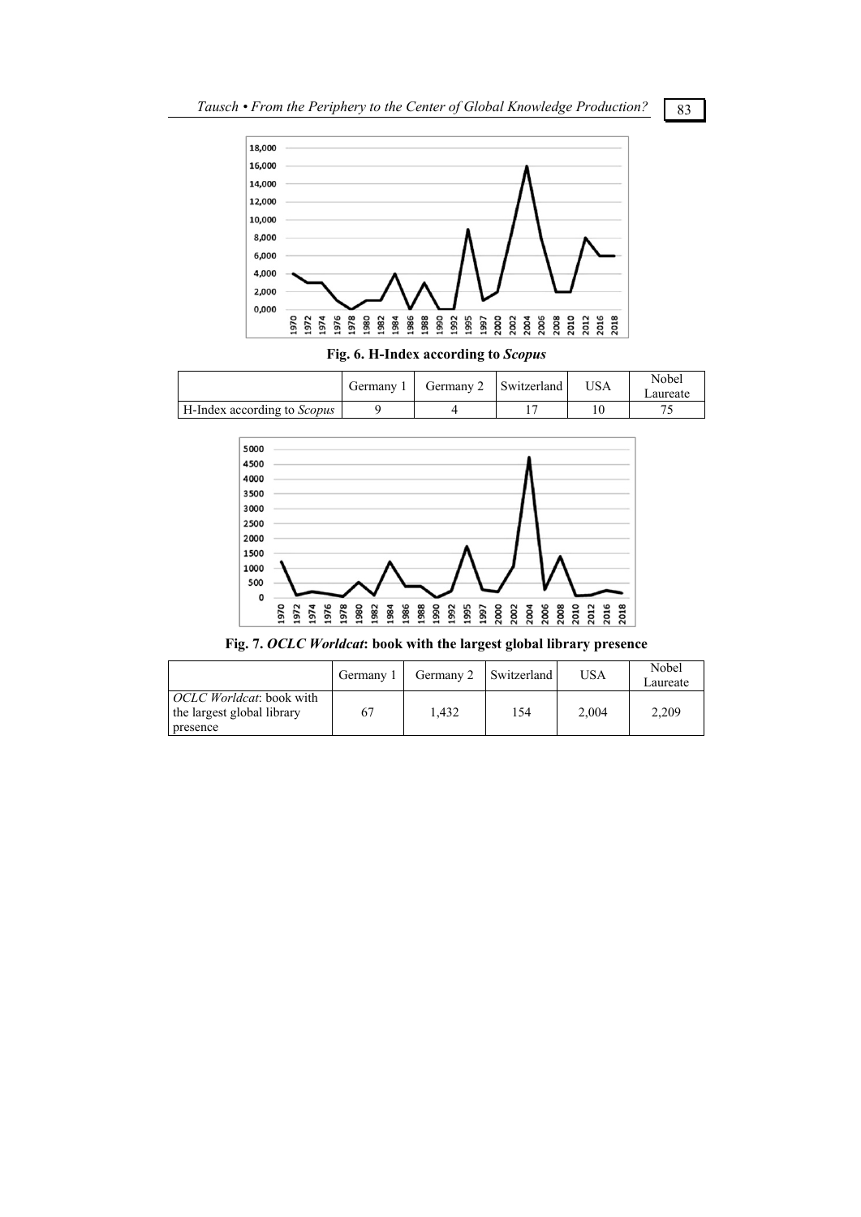**Fig. 6. H-Index according to *Scopus***

| | Germany 1 | Germany 2 | Switzerland | USA | Nobel Laureate |
|---|---|---|---|---|---|
| H-Index according to *Scopus* | 9 | 4 | 17 | 10 | 75 |

**Fig. 7. *OCLC Worldcat*: book with the largest global library presence**

| | Germany 1 | Germany 2 | Switzerland | USA | Nobel Laureate |
|---|---|---|---|---|---|
| *OCLC Worldcat*: book with the largest global library presence | 67 | 1,432 | 154 | 2,004 | 2,209 |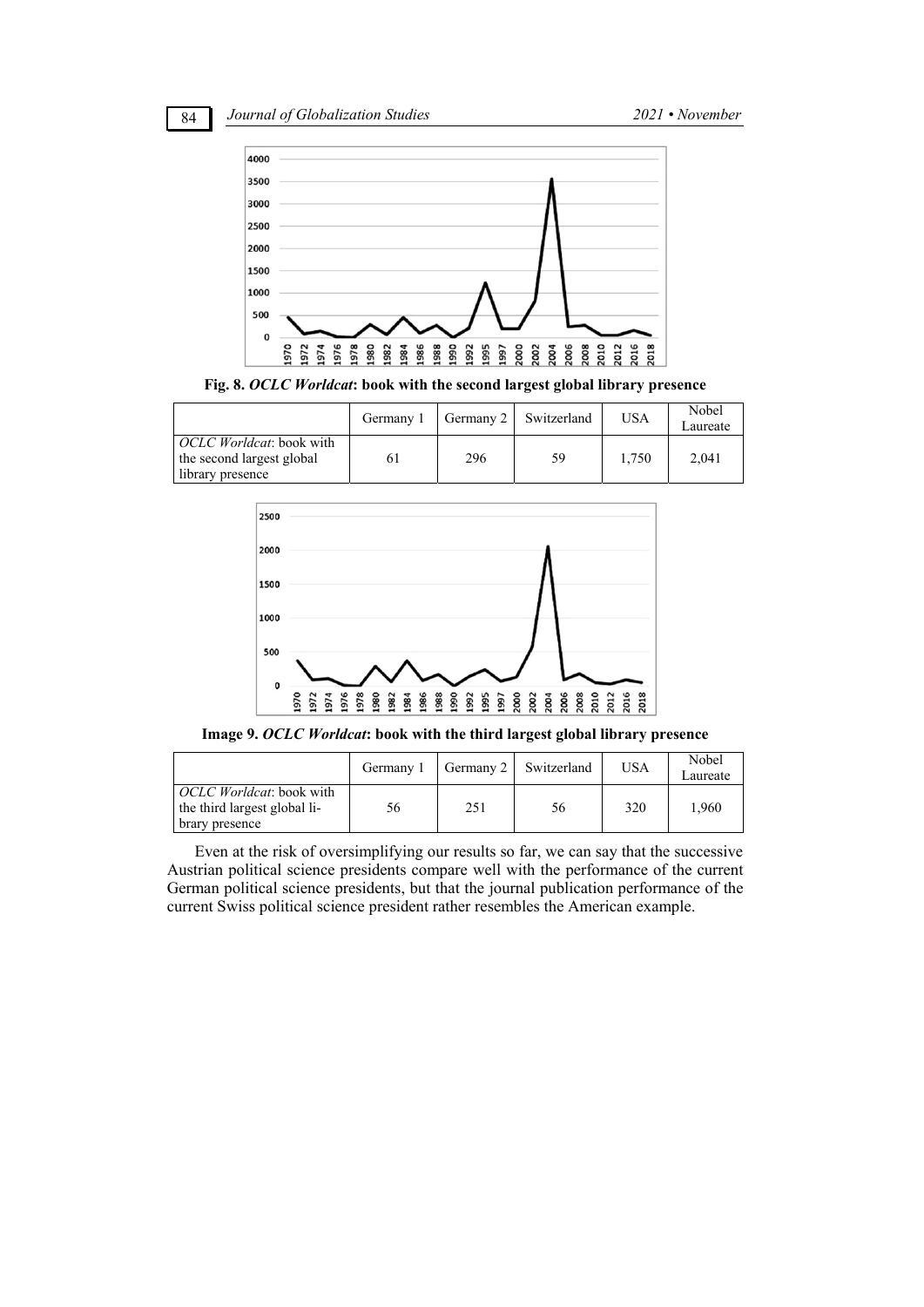**Fig. 8. *OCLC Worldcat*: book with the second largest global library presence**

| | Germany 1 | Germany 2 | Switzerland | USA | Nobel Laureate |
|---|---|---|---|---|---|
| *OCLC Worldcat*: book with the second largest global library presence | 61 | 296 | 59 | 1,750 | 2,041 |

**Image 9. *OCLC Worldcat*: book with the third largest global library presence**

| | Germany 1 | Germany 2 | Switzerland | USA | Nobel Laureate |
|---|---|---|---|---|---|
| *OCLC Worldcat*: book with the third largest global library presence | 56 | 251 | 56 | 320 | 1,960 |

Even at the risk of oversimplifying our results so far, we can say that the successive Austrian political science presidents compare well with the performance of the current German political science presidents, but that the journal publication performance of the current Swiss political science president rather resembles the American example.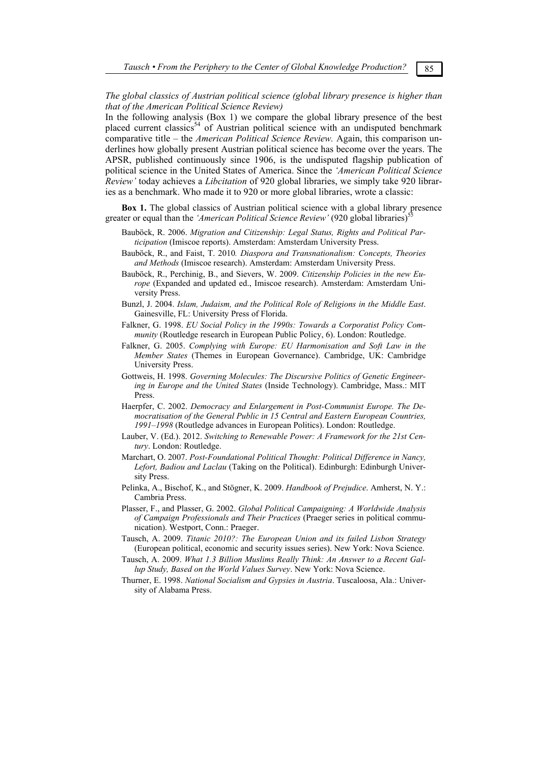*The global classics of Austrian political science (global library presence is higher than that of the American Political Science Review)*

In the following analysis (Box 1) we compare the global library presence of the best placed current classics[54] of Austrian political science with an undisputed benchmark comparative title – the *American Political Science Review.* Again, this comparison underlines how globally present Austrian political science has become over the years. The APSR, published continuously since 1906, is the undisputed flagship publication of political science in the United States of America. Since the *'American Political Science Review'* today achieves a *Libcitation* of 920 global libraries, we simply take 920 libraries as a benchmark. Who made it to 920 or more global libraries, wrote a classic:

**Box 1.** The global classics of Austrian political science with a global library presence greater or equal than the *'American Political Science Review'* (920 global libraries)[55]

- Bauböck, R. 2006. *Migration and Citizenship: Legal Status, Rights and Political Participation* (Imiscoe reports). Amsterdam: Amsterdam University Press.
- Bauböck, R., and Faist, T. 2010*. Diaspora and Transnationalism: Concepts, Theories and Methods* (Imiscoe research). Amsterdam: Amsterdam University Press.
- Bauböck, R., Perchinig, B., and Sievers, W. 2009. *Citizenship Policies in the new Europe* (Expanded and updated ed., Imiscoe research). Amsterdam: Amsterdam University Press.
- Bunzl, J. 2004. *Islam, Judaism, and the Political Role of Religions in the Middle East*. Gainesville, FL: University Press of Florida.
- Falkner, G. 1998. *EU Social Policy in the 1990s: Towards a Corporatist Policy Community* (Routledge research in European Public Policy, 6). London: Routledge.
- Falkner, G. 2005. *Complying with Europe: EU Harmonisation and Soft Law in the Member States* (Themes in European Governance). Cambridge, UK: Cambridge University Press.
- Gottweis, H. 1998. *Governing Molecules: The Discursive Politics of Genetic Engineering in Europe and the United States* (Inside Technology). Cambridge, Mass.: MIT Press.
- Haerpfer, C. 2002. *Democracy and Enlargement in Post-Communist Europe. The Democratisation of the General Public in 15 Central and Eastern European Countries, 1991–1998* (Routledge advances in European Politics). London: Routledge.
- Lauber, V. (Ed.). 2012. *Switching to Renewable Power: A Framework for the 21st Century*. London: Routledge.
- Marchart, O. 2007. *Post-Foundational Political Thought: Political Difference in Nancy, Lefort, Badiou and Laclau* (Taking on the Political). Edinburgh: Edinburgh University Press.
- Pelinka, A., Bischof, K., and Stögner, K. 2009. *Handbook of Prejudice*. Amherst, N. Y.: Cambria Press.
- Plasser, F., and Plasser, G. 2002. *Global Political Campaigning: A Worldwide Analysis of Campaign Professionals and Their Practices* (Praeger series in political communication). Westport, Conn.: Praeger.
- Tausch, A. 2009. *Titanic 2010?: The European Union and its failed Lisbon Strategy* (European political, economic and security issues series). New York: Nova Science.
- Tausch, A. 2009. *What 1.3 Billion Muslims Really Think: An Answer to a Recent Gallup Study, Based on the World Values Survey*. New York: Nova Science.
- Thurner, E. 1998. *National Socialism and Gypsies in Austria*. Tuscaloosa, Ala.: University of Alabama Press.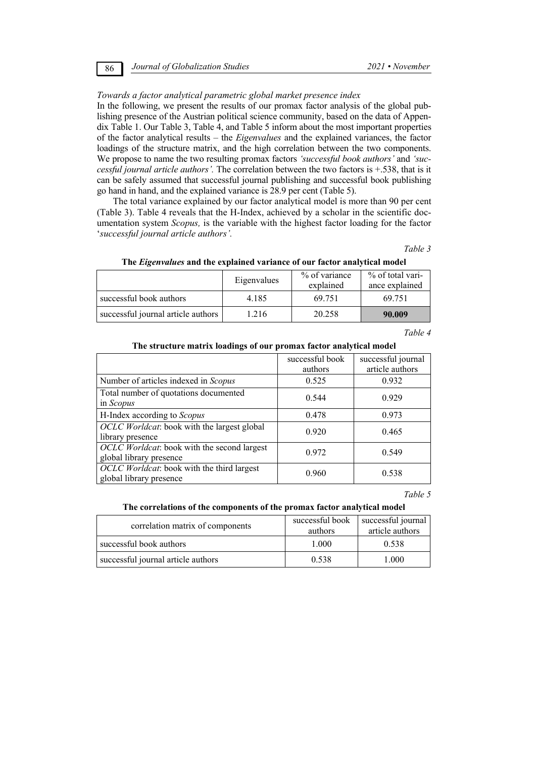*Towards a factor analytical parametric global market presence index*

In the following, we present the results of our promax factor analysis of the global publishing presence of the Austrian political science community, based on the data of Appendix Table 1. Our Table 3, Table 4, and Table 5 inform about the most important properties of the factor analytical results – the *Eigenvalues* and the explained variances, the factor loadings of the structure matrix, and the high correlation between the two components. We propose to name the two resulting promax factors *'successful book authors'* and *'successful journal article authors'.* The correlation between the two factors is +.538, that is it can be safely assumed that successful journal publishing and successful book publishing go hand in hand, and the explained variance is 28.9 per cent (Table 5).

The total variance explained by our factor analytical model is more than 90 per cent (Table 3). Table 4 reveals that the H-Index, achieved by a scholar in the scientific documentation system *Scopus,* is the variable with the highest factor loading for the factor '*successful journal article authors'.*

*Table 3*

**The *Eigenvalues* and the explained variance of our factor analytical model**

| | Eigenvalues | % of variance explained | % of total variance explained |
|---|---|---|---|
| successful book authors | 4.185 | 69.751 | 69.751 |
| successful journal article authors | 1.216 | 20.258 | **90.009** |

*Table 4*

**The structure matrix loadings of our promax factor analytical model**

| | successful book authors | successful journal article authors |
|---|---|---|
| Number of articles indexed in *Scopus* | 0.525 | 0.932 |
| Total number of quotations documented in *Scopus* | 0.544 | 0.929 |
| H-Index according to *Scopus* | 0.478 | 0.973 |
| *OCLC Worldcat*: book with the largest global library presence | 0.920 | 0.465 |
| *OCLC Worldcat*: book with the second largest global library presence | 0.972 | 0.549 |
| *OCLC Worldcat*: book with the third largest global library presence | 0.960 | 0.538 |

*Table 5*

**The correlations of the components of the promax factor analytical model**

| correlation matrix of components | successful book authors | successful journal article authors |
|---|---|---|
| successful book authors | 1.000 | 0.538 |
| successful journal article authors | 0.538 | 1.000 |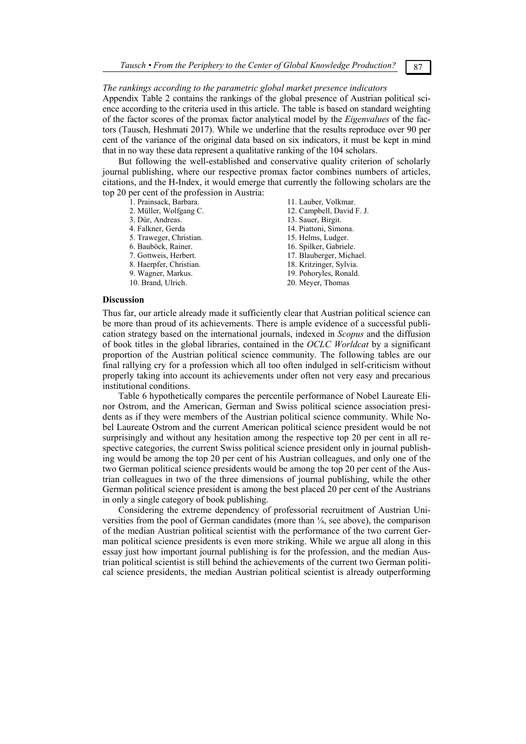*The rankings according to the parametric global market presence indicators*

Appendix Table 2 contains the rankings of the global presence of Austrian political science according to the criteria used in this article. The table is based on standard weighting of the factor scores of the promax factor analytical model by the *Eigenvalues* of the factors (Tausch, Heshmati 2017). While we underline that the results reproduce over 90 per cent of the variance of the original data based on six indicators, it must be kept in mind that in no way these data represent a qualitative ranking of the 104 scholars.

But following the well-established and conservative quality criterion of scholarly journal publishing, where our respective promax factor combines numbers of articles, citations, and the H-Index, it would emerge that currently the following scholars are the top 20 per cent of the profession in Austria:

1. Prainsack, Barbara.
2. Müller, Wolfgang C.
3. Dür, Andreas.
4. Falkner, Gerda
5. Traweger, Christian.
6. Bauböck, Rainer.
7. Gottweis, Herbert.
8. Haerpfer, Christian.
9. Wagner, Markus.
10. Brand, Ulrich.
11. Lauber, Volkmar.
12. Campbell, David F. J.
13. Sauer, Birgit.
14. Piattoni, Simona.
15. Helms, Ludger.
16. Spilker, Gabriele.
17. Blauberger, Michael.
18. Kritzinger, Sylvia.
19. Pohoryles, Ronald.
20. Meyer, Thomas

**Discussion**

Thus far, our article already made it sufficiently clear that Austrian political science can be more than proud of its achievements. There is ample evidence of a successful publication strategy based on the international journals, indexed in *Scopus* and the diffusion of book titles in the global libraries, contained in the *OCLC Worldcat* by a significant proportion of the Austrian political science community. The following tables are our final rallying cry for a profession which all too often indulged in self-criticism without properly taking into account its achievements under often not very easy and precarious institutional conditions.

Table 6 hypothetically compares the percentile performance of Nobel Laureate Elinor Ostrom, and the American, German and Swiss political science association presidents as if they were members of the Austrian political science community. While Nobel Laureate Ostrom and the current American political science president would be not surprisingly and without any hesitation among the respective top 20 per cent in all respective categories, the current Swiss political science president only in journal publishing would be among the top 20 per cent of his Austrian colleagues, and only one of the two German political science presidents would be among the top 20 per cent of the Austrian colleagues in two of the three dimensions of journal publishing, while the other German political science president is among the best placed 20 per cent of the Austrians in only a single category of book publishing.

Considering the extreme dependency of professorial recruitment of Austrian Universities from the pool of German candidates (more than ¼, see above), the comparison of the median Austrian political scientist with the performance of the two current German political science presidents is even more striking. While we argue all along in this essay just how important journal publishing is for the profession, and the median Austrian political scientist is still behind the achievements of the current two German political science presidents, the median Austrian political scientist is already outperforming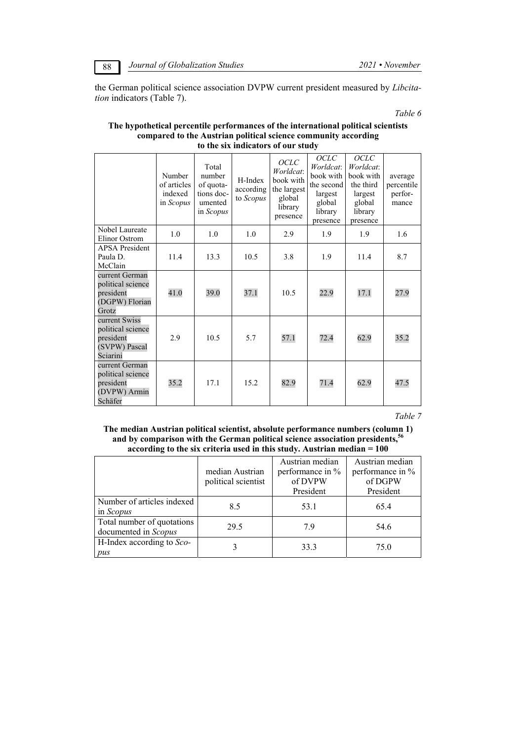the German political science association DVPW current president measured by *Libcitation* indicators (Table 7).

*Table 6*

**The hypothetical percentile performances of the international political scientists compared to the Austrian political science community according to the six indicators of our study**

| | Number of articles indexed in *Scopus* | Total number of quotations documented in *Scopus* | H-Index according to *Scopus* | *OCLC Worldcat*: book with the largest global library presence | *OCLC Worldcat*: book with the second largest global library presence | *OCLC Worldcat*: book with the third largest global library presence | average percentile performance |
|---|---|---|---|---|---|---|---|
| Nobel Laureate Elinor Ostrom | 1.0 | 1.0 | 1.0 | 2.9 | 1.9 | 1.9 | 1.6 |
| APSA President Paula D. McClain | 11.4 | 13.3 | 10.5 | 3.8 | 1.9 | 11.4 | 8.7 |
| current German political science president (DGPW) Florian Grotz | 41.0 | 39.0 | 37.1 | 10.5 | 22.9 | 17.1 | 27.9 |
| current Swiss political science president (SVPW) Pascal Sciarini | 2.9 | 10.5 | 5.7 | 57.1 | 72.4 | 62.9 | 35.2 |
| current German political science president (DVPW) Armin Schäfer | 35.2 | 17.1 | 15.2 | 82.9 | 71.4 | 62.9 | 47.5 |

*Table 7*

**The median Austrian political scientist, absolute performance numbers (column 1) and by comparison with the German political science association presidents,[56] according to the six criteria used in this study. Austrian median = 100**

| | median Austrian political scientist | Austrian median performance in % of DVPW President | Austrian median performance in % of DGPW President |
|---|---|---|---|
| Number of articles indexed in *Scopus* | 8.5 | 53.1 | 65.4 |
| Total number of quotations documented in *Scopus* | 29.5 | 7.9 | 54.6 |
| H-Index according to *Scopus* | 3 | 33.3 | 75.0 |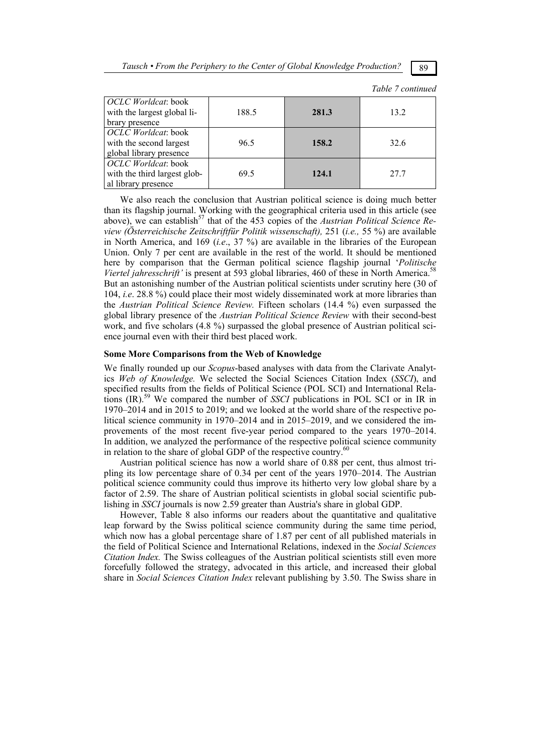*Table 7 continued*

| | | | |
|---|---|---|---|
| *OCLC Worldcat*: book with the largest global library presence | 188.5 | **281.3** | 13.2 |
| *OCLC Worldcat*: book with the second largest global library presence | 96.5 | **158.2** | 32.6 |
| *OCLC Worldcat*: book with the third largest global library presence | 69.5 | **124.1** | 27.7 |

We also reach the conclusion that Austrian political science is doing much better than its flagship journal. Working with the geographical criteria used in this article (see above), we can establish[57] that of the 453 copies of the *Austrian Political Science Review (Österreichische Zeitschriftfür Politik wissenschaft),* 251 (*i.e.,* 55 %) are available in North America, and 169 (*i.e*., 37 %) are available in the libraries of the European Union. Only 7 per cent are available in the rest of the world. It should be mentioned here by comparison that the German political science flagship journal '*Politische Viertel jahresschrift'* is present at 593 global libraries, 460 of these in North America.[58] But an astonishing number of the Austrian political scientists under scrutiny here (30 of 104, *i.e*. 28.8 %) could place their most widely disseminated work at more libraries than the *Austrian Political Science Review.* Fifteen scholars (14.4 %) even surpassed the global library presence of the *Austrian Political Science Review* with their second-best work, and five scholars (4.8 %) surpassed the global presence of Austrian political science journal even with their third best placed work.

### Some More Comparisons from the Web of Knowledge

We finally rounded up our *Scopus*-based analyses with data from the Clarivate Analytics *Web of Knowledge.* We selected the Social Sciences Citation Index (*SSCI*), and specified results from the fields of Political Science (POL SCI) and International Relations (IR).[59] We compared the number of *SSCI* publications in POL SCI or in IR in 1970–2014 and in 2015 to 2019; and we looked at the world share of the respective political science community in 1970–2014 and in 2015–2019, and we considered the improvements of the most recent five-year period compared to the years 1970–2014. In addition, we analyzed the performance of the respective political science community in relation to the share of global GDP of the respective country.[60]

Austrian political science has now a world share of 0.88 per cent, thus almost tripling its low percentage share of 0.34 per cent of the years 1970–2014. The Austrian political science community could thus improve its hitherto very low global share by a factor of 2.59. The share of Austrian political scientists in global social scientific publishing in *SSCI* journals is now 2.59 greater than Austria's share in global GDP.

However, Table 8 also informs our readers about the quantitative and qualitative leap forward by the Swiss political science community during the same time period, which now has a global percentage share of 1.87 per cent of all published materials in the field of Political Science and International Relations, indexed in the *Social Sciences Citation Index.* The Swiss colleagues of the Austrian political scientists still even more forcefully followed the strategy, advocated in this article, and increased their global share in *Social Sciences Citation Index* relevant publishing by 3.50. The Swiss share in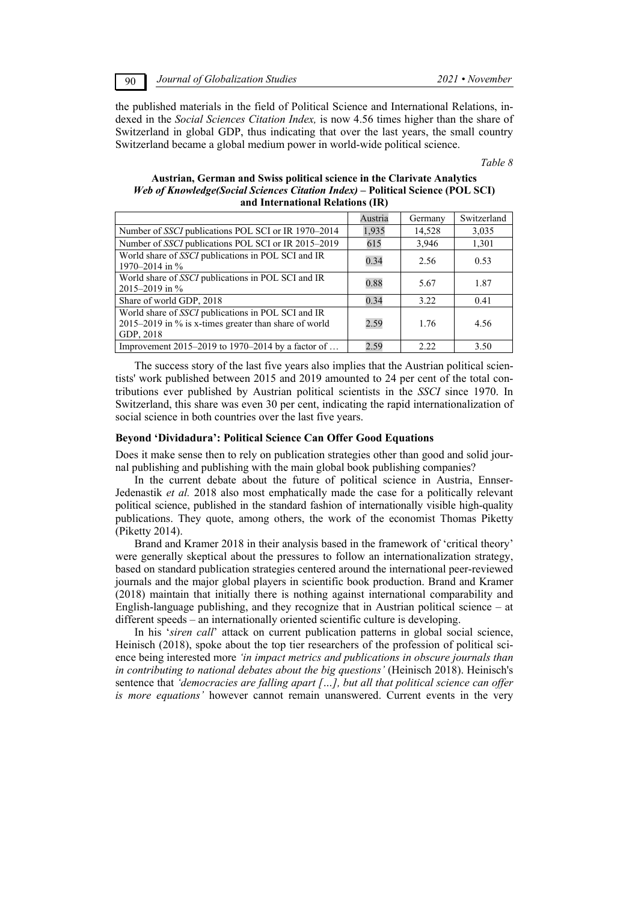the published materials in the field of Political Science and International Relations, indexed in the *Social Sciences Citation Index,* is now 4.56 times higher than the share of Switzerland in global GDP, thus indicating that over the last years, the small country Switzerland became a global medium power in world-wide political science.

*Table 8*

**Austrian, German and Swiss political science in the Clarivate Analytics *Web of Knowledge(Social Sciences Citation Index)* – Political Science (POL SCI) and International Relations (IR)**

| | Austria | Germany | Switzerland |
|---|---|---|---|
| Number of *SSCI* publications POL SCI or IR 1970–2014 | 1,935 | 14,528 | 3,035 |
| Number of *SSCI* publications POL SCI or IR 2015–2019 | 615 | 3,946 | 1,301 |
| World share of *SSCI* publications in POL SCI and IR 1970–2014 in % | 0.34 | 2.56 | 0.53 |
| World share of *SSCI* publications in POL SCI and IR 2015–2019 in % | 0.88 | 5.67 | 1.87 |
| Share of world GDP, 2018 | 0.34 | 3.22 | 0.41 |
| World share of *SSCI* publications in POL SCI and IR 2015–2019 in % is x-times greater than share of world GDP, 2018 | 2.59 | 1.76 | 4.56 |
| Improvement 2015–2019 to 1970–2014 by a factor of … | 2.59 | 2.22 | 3.50 |

The success story of the last five years also implies that the Austrian political scientists' work published between 2015 and 2019 amounted to 24 per cent of the total contributions ever published by Austrian political scientists in the *SSCI* since 1970. In Switzerland, this share was even 30 per cent, indicating the rapid internationalization of social science in both countries over the last five years.

### Beyond 'Dividadura': Political Science Can Offer Good Equations

Does it make sense then to rely on publication strategies other than good and solid journal publishing and publishing with the main global book publishing companies?

In the current debate about the future of political science in Austria, Ennser-Jedenastik *et al.* 2018 also most emphatically made the case for a politically relevant political science, published in the standard fashion of internationally visible high-quality publications. They quote, among others, the work of the economist Thomas Piketty (Piketty 2014).

Brand and Kramer 2018 in their analysis based in the framework of 'critical theory' were generally skeptical about the pressures to follow an internationalization strategy, based on standard publication strategies centered around the international peer-reviewed journals and the major global players in scientific book production. Brand and Kramer (2018) maintain that initially there is nothing against international comparability and English-language publishing, and they recognize that in Austrian political science – at different speeds – an internationally oriented scientific culture is developing.

In his '*siren call*' attack on current publication patterns in global social science, Heinisch (2018), spoke about the top tier researchers of the profession of political science being interested more *'in impact metrics and publications in obscure journals than in contributing to national debates about the big questions'* (Heinisch 2018). Heinisch's sentence that *'democracies are falling apart […], but all that political science can offer is more equations'* however cannot remain unanswered. Current events in the very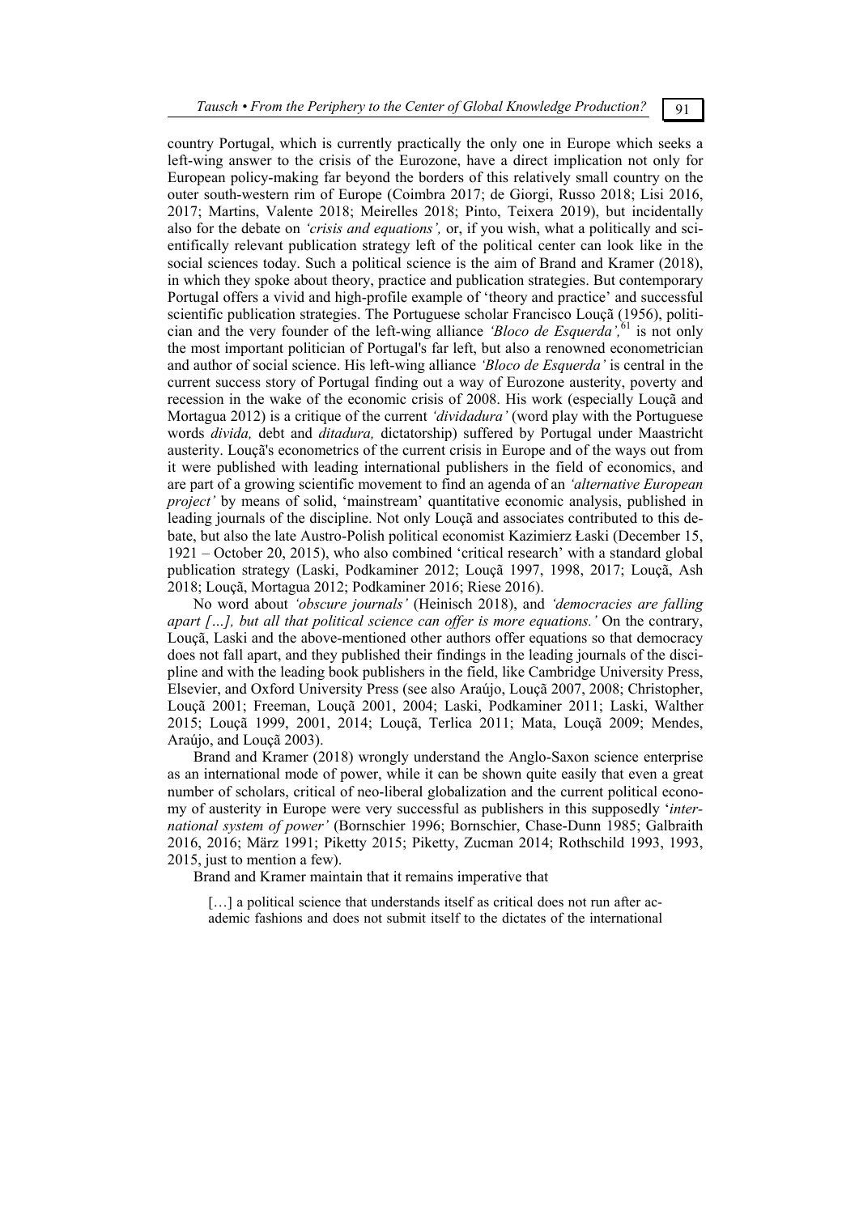country Portugal, which is currently practically the only one in Europe which seeks a left-wing answer to the crisis of the Eurozone, have a direct implication not only for European policy-making far beyond the borders of this relatively small country on the outer south-western rim of Europe (Coimbra 2017; de Giorgi, Russo 2018; Lisi 2016, 2017; Martins, Valente 2018; Meirelles 2018; Pinto, Teixera 2019), but incidentally also for the debate on *'crisis and equations',* or, if you wish, what a politically and scientifically relevant publication strategy left of the political center can look like in the social sciences today. Such a political science is the aim of Brand and Kramer (2018), in which they spoke about theory, practice and publication strategies. But contemporary Portugal offers a vivid and high-profile example of 'theory and practice' and successful scientific publication strategies. The Portuguese scholar Francisco Louçã (1956), politician and the very founder of the left-wing alliance *'Bloco de Esquerda',*[61] is not only the most important politician of Portugal's far left, but also a renowned econometrician and author of social science. His left-wing alliance *'Bloco de Esquerda'* is central in the current success story of Portugal finding out a way of Eurozone austerity, poverty and recession in the wake of the economic crisis of 2008. His work (especially Louçã and Mortagua 2012) is a critique of the current *'dividadura'* (word play with the Portuguese words *divida,* debt and *ditadura,* dictatorship) suffered by Portugal under Maastricht austerity. Louçã's econometrics of the current crisis in Europe and of the ways out from it were published with leading international publishers in the field of economics, and are part of a growing scientific movement to find an agenda of an *'alternative European project'* by means of solid, 'mainstream' quantitative economic analysis, published in leading journals of the discipline. Not only Louçã and associates contributed to this debate, but also the late Austro-Polish political economist Kazimierz Łaski (December 15, 1921 – October 20, 2015), who also combined 'critical research' with a standard global publication strategy (Laski, Podkaminer 2012; Louçã 1997, 1998, 2017; Louçã, Ash 2018; Louçã, Mortagua 2012; Podkaminer 2016; Riese 2016).

No word about *'obscure journals'* (Heinisch 2018), and *'democracies are falling apart […], but all that political science can offer is more equations.'* On the contrary, Louçã, Laski and the above-mentioned other authors offer equations so that democracy does not fall apart, and they published their findings in the leading journals of the discipline and with the leading book publishers in the field, like Cambridge University Press, Elsevier, and Oxford University Press (see also Araújo, Louçã 2007, 2008; Christopher, Louçã 2001; Freeman, Louçã 2001, 2004; Laski, Podkaminer 2011; Laski, Walther 2015; Louçã 1999, 2001, 2014; Louçã, Terlica 2011; Mata, Louçã 2009; Mendes, Araújo, and Louçã 2003).

Brand and Kramer (2018) wrongly understand the Anglo-Saxon science enterprise as an international mode of power, while it can be shown quite easily that even a great number of scholars, critical of neo-liberal globalization and the current political economy of austerity in Europe were very successful as publishers in this supposedly '*international system of power'* (Bornschier 1996; Bornschier, Chase-Dunn 1985; Galbraith 2016, 2016; März 1991; Piketty 2015; Piketty, Zucman 2014; Rothschild 1993, 1993, 2015, just to mention a few).

Brand and Kramer maintain that it remains imperative that

> […] a political science that understands itself as critical does not run after academic fashions and does not submit itself to the dictates of the international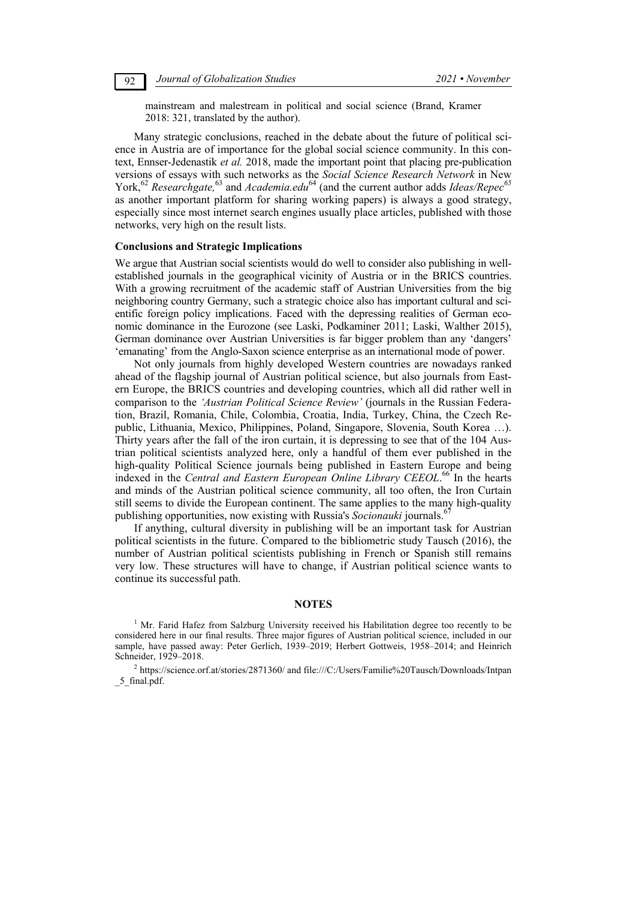mainstream and malestream in political and social science (Brand, Kramer 2018: 321, translated by the author).

Many strategic conclusions, reached in the debate about the future of political science in Austria are of importance for the global social science community. In this context, Ennser-Jedenastik *et al.* 2018, made the important point that placing pre-publication versions of essays with such networks as the *Social Science Research Network* in New York,[62] *Researchgate,*[63] and *Academia.edu*[64] (and the current author adds *Ideas/Repec*[65] as another important platform for sharing working papers) is always a good strategy, especially since most internet search engines usually place articles, published with those networks, very high on the result lists.

**Conclusions and Strategic Implications**

We argue that Austrian social scientists would do well to consider also publishing in well-established journals in the geographical vicinity of Austria or in the BRICS countries. With a growing recruitment of the academic staff of Austrian Universities from the big neighboring country Germany, such a strategic choice also has important cultural and scientific foreign policy implications. Faced with the depressing realities of German economic dominance in the Eurozone (see Laski, Podkaminer 2011; Laski, Walther 2015), German dominance over Austrian Universities is far bigger problem than any 'dangers' 'emanating' from the Anglo-Saxon science enterprise as an international mode of power.

Not only journals from highly developed Western countries are nowadays ranked ahead of the flagship journal of Austrian political science, but also journals from Eastern Europe, the BRICS countries and developing countries, which all did rather well in comparison to the *'Austrian Political Science Review'* (journals in the Russian Federation, Brazil, Romania, Chile, Colombia, Croatia, India, Turkey, China, the Czech Republic, Lithuania, Mexico, Philippines, Poland, Singapore, Slovenia, South Korea …). Thirty years after the fall of the iron curtain, it is depressing to see that of the 104 Austrian political scientists analyzed here, only a handful of them ever published in the high-quality Political Science journals being published in Eastern Europe and being indexed in the *Central and Eastern European Online Library CEEOL*.[66] In the hearts and minds of the Austrian political science community, all too often, the Iron Curtain still seems to divide the European continent. The same applies to the many high-quality publishing opportunities, now existing with Russia's *Socionauki* journals.[67]

If anything, cultural diversity in publishing will be an important task for Austrian political scientists in the future. Compared to the bibliometric study Tausch (2016), the number of Austrian political scientists publishing in French or Spanish still remains very low. These structures will have to change, if Austrian political science wants to continue its successful path.

## NOTES

[1] Mr. Farid Hafez from Salzburg University received his Habilitation degree too recently to be considered here in our final results. Three major figures of Austrian political science, included in our sample, have passed away: Peter Gerlich, 1939–2019; Herbert Gottweis, 1958–2014; and Heinrich Schneider, 1929–2018.

[2] https://science.orf.at/stories/2871360/ and file:///C:/Users/Familie%20Tausch/Downloads/Intpan_5_final.pdf.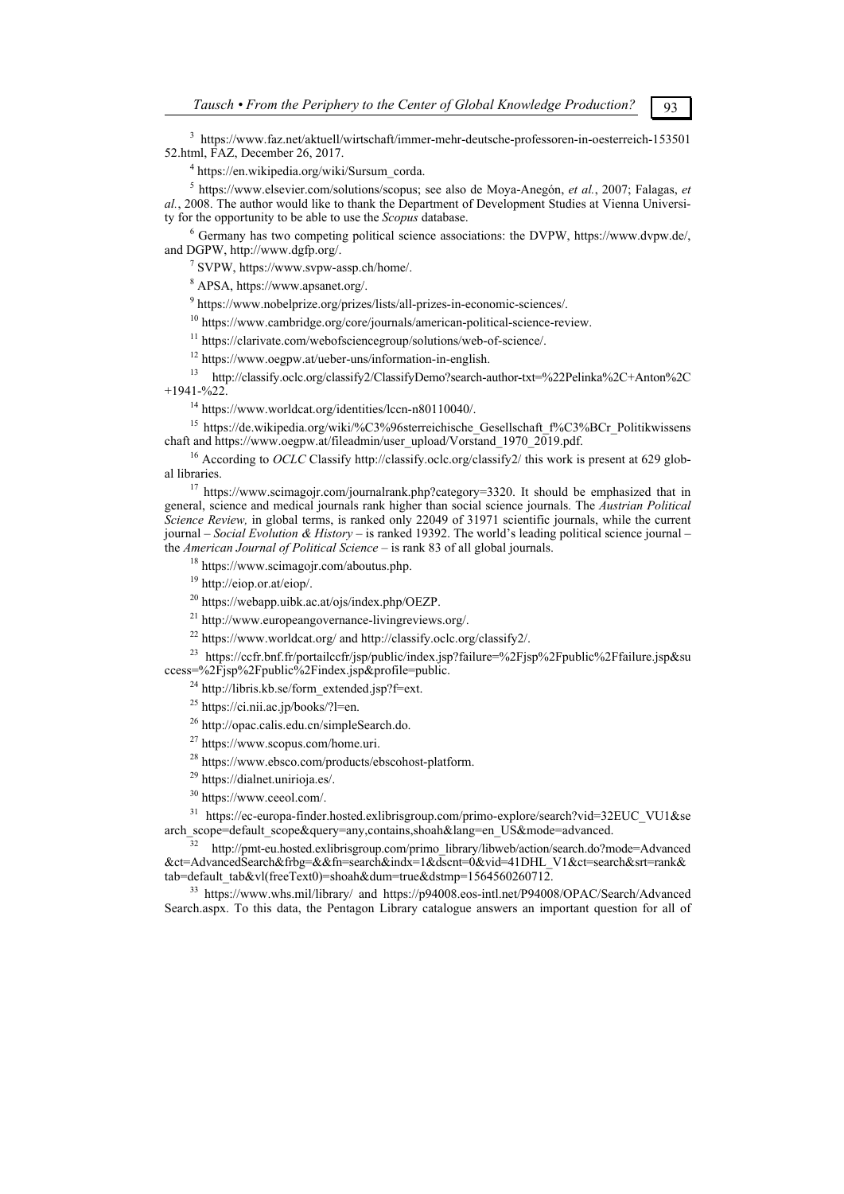[3] https://www.faz.net/aktuell/wirtschaft/immer-mehr-deutsche-professoren-in-oesterreich-15350152.html, FAZ, December 26, 2017.

[4] https://en.wikipedia.org/wiki/Sursum_corda.

[5] https://www.elsevier.com/solutions/scopus; see also de Moya-Anegón, *et al.*, 2007; Falagas, *et al.*, 2008. The author would like to thank the Department of Development Studies at Vienna University for the opportunity to be able to use the *Scopus* database.

[6] Germany has two competing political science associations: the DVPW, https://www.dvpw.de/, and DGPW, http://www.dgfp.org/.

[7] SVPW, https://www.svpw-assp.ch/home/.

[8] APSA, https://www.apsanet.org/.

[9] https://www.nobelprize.org/prizes/lists/all-prizes-in-economic-sciences/.

[10] https://www.cambridge.org/core/journals/american-political-science-review.

[11] https://clarivate.com/webofsciencegroup/solutions/web-of-science/.

[12] https://www.oegpw.at/ueber-uns/information-in-english.

[13] http://classify.oclc.org/classify2/ClassifyDemo?search-author-txt=%22Pelinka%2C+Anton%2C+1941-%22.

[14] https://www.worldcat.org/identities/lccn-n80110040/.

[15] https://de.wikipedia.org/wiki/%C3%96sterreichische_Gesellschaft_f%C3%BCr_Politikwissenschaft and https://www.oegpw.at/fileadmin/user_upload/Vorstand_1970_2019.pdf.

[16] According to *OCLC* Classify http://classify.oclc.org/classify2/ this work is present at 629 global libraries.

[17] https://www.scimagojr.com/journalrank.php?category=3320. It should be emphasized that in general, science and medical journals rank higher than social science journals. The *Austrian Political Science Review,* in global terms, is ranked only 22049 of 31971 scientific journals, while the current journal – *Social Evolution & History* – is ranked 19392. The world's leading political science journal – the *American Journal of Political Science* – is rank 83 of all global journals.

[18] https://www.scimagojr.com/aboutus.php.

[19] http://eiop.or.at/eiop/.

[20] https://webapp.uibk.ac.at/ojs/index.php/OEZP.

[21] http://www.europeangovernance-livingreviews.org/.

[22] https://www.worldcat.org/ and http://classify.oclc.org/classify2/.

[23] https://ccfr.bnf.fr/portailccfr/jsp/public/index.jsp?failure=%2Fjsp%2Fpublic%2Ffailure.jsp&success=%2Fjsp%2Fpublic%2Findex.jsp&profile=public.

[24] http://libris.kb.se/form_extended.jsp?f=ext.

[25] https://ci.nii.ac.jp/books/?l=en.

[26] http://opac.calis.edu.cn/simpleSearch.do.

[27] https://www.scopus.com/home.uri.

[28] https://www.ebsco.com/products/ebscohost-platform.

[29] https://dialnet.unirioja.es/.

[30] https://www.ceeol.com/.

[31] https://ec-europa-finder.hosted.exlibrisgroup.com/primo-explore/search?vid=32EUC_VU1&search_scope=default_scope&query=any,contains,shoah&lang=en_US&mode=advanced.

[32] http://pmt-eu.hosted.exlibrisgroup.com/primo_library/libweb/action/search.do?mode=Advanced&ct=AdvancedSearch&frbg=&&fn=search&indx=1&dscnt=0&vid=41DHL_V1&ct=search&srt=rank&tab=default_tab&vl(freeText0)=shoah&dum=true&dstmp=1564560260712.

[33] https://www.whs.mil/library/ and https://p94008.eos-intl.net/P94008/OPAC/Search/AdvancedSearch.aspx. To this data, the Pentagon Library catalogue answers an important question for all of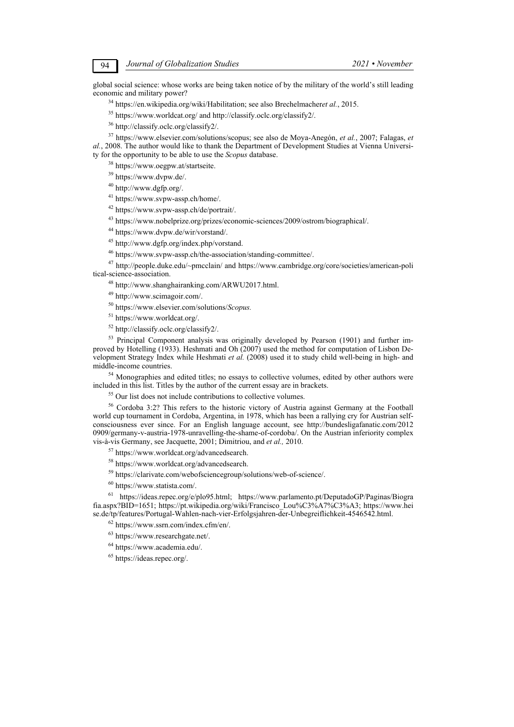global social science: whose works are being taken notice of by the military of the world's still leading economic and military power?

[34] https://en.wikipedia.org/wiki/Habilitation; see also Brechelmacher*et al.*, 2015.

[35] https://www.worldcat.org/ and http://classify.oclc.org/classify2/.

[36] http://classify.oclc.org/classify2/.

[37] https://www.elsevier.com/solutions/scopus; see also de Moya-Anegón, *et al.*, 2007; Falagas, *et al.*, 2008. The author would like to thank the Department of Development Studies at Vienna University for the opportunity to be able to use the *Scopus* database.

[38] https://www.oegpw.at/startseite.

[39] https://www.dvpw.de/.

[40] http://www.dgfp.org/.

[41] https://www.svpw-assp.ch/home/.

[42] https://www.svpw-assp.ch/de/portrait/.

[43] https://www.nobelprize.org/prizes/economic-sciences/2009/ostrom/biographical/.

[44] https://www.dvpw.de/wir/vorstand/.

[45] http://www.dgfp.org/index.php/vorstand.

[46] https://www.svpw-assp.ch/the-association/standing-committee/.

[47] http://people.duke.edu/~pmcclain/ and https://www.cambridge.org/core/societies/american-political-science-association.

[48] http://www.shanghairanking.com/ARWU2017.html.

[49] http://www.scimagoir.com/.

[50] https://www.elsevier.com/solutions/*Scopus.*

[51] https://www.worldcat.org/.

[52] http://classify.oclc.org/classify2/.

[53] Principal Component analysis was originally developed by Pearson (1901) and further improved by Hotelling (1933). Heshmati and Oh (2007) used the method for computation of Lisbon Development Strategy Index while Heshmati *et al.* (2008) used it to study child well-being in high- and middle-income countries.

[54] Monographies and edited titles; no essays to collective volumes, edited by other authors were included in this list. Titles by the author of the current essay are in brackets.

[55] Our list does not include contributions to collective volumes.

[56] Cordoba 3:2? This refers to the historic victory of Austria against Germany at the Football world cup tournament in Cordoba, Argentina, in 1978, which has been a rallying cry for Austrian self-consciousness ever since. For an English language account, see http://bundesligafanatic.com/20120909/germany-v-austria-1978-unravelling-the-shame-of-cordoba/. On the Austrian inferiority complex vis-à-vis Germany, see Jacquette, 2001; Dimitriou, and *et al.,* 2010.

[57] https://www.worldcat.org/advancedsearch.

[58] https://www.worldcat.org/advancedsearch.

[59] https://clarivate.com/webofsciencegroup/solutions/web-of-science/.

[60] https://www.statista.com/.

[61] https://ideas.repec.org/e/plo95.html; https://www.parlamento.pt/DeputadoGP/Paginas/Biografia.aspx?BID=1651; https://pt.wikipedia.org/wiki/Francisco_Lou%C3%A7%C3%A3; https://www.heise.de/tp/features/Portugal-Wahlen-nach-vier-Erfolgsjahren-der-Unbegreiflichkeit-4546542.html.

[62] https://www.ssrn.com/index.cfm/en/.

[63] https://www.researchgate.net/.

[64] https://www.academia.edu/.

[65] https://ideas.repec.org/.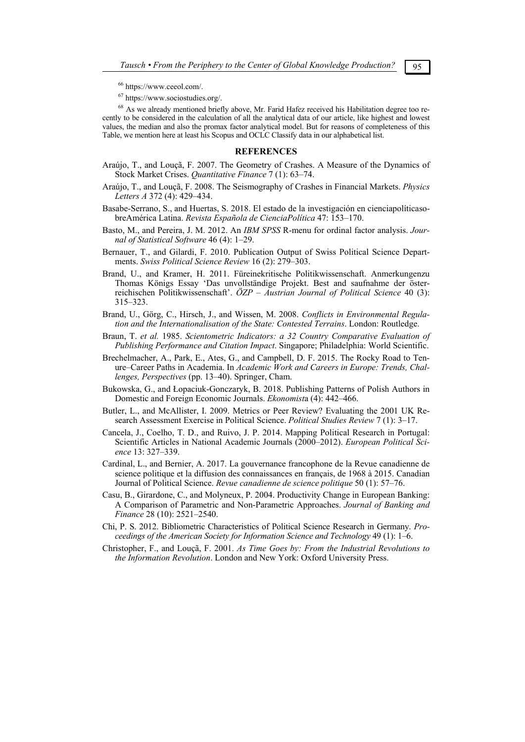[66] https://www.ceeol.com/.

[67] https://www.sociostudies.org/.

[68] As we already mentioned briefly above, Mr. Farid Hafez received his Habilitation degree too recently to be considered in the calculation of all the analytical data of our article, like highest and lowest values, the median and also the promax factor analytical model. But for reasons of completeness of this Table, we mention here at least his Scopus and OCLC Classify data in our alphabetical list.

## REFERENCES

Araújo, T., and Louçã, F. 2007. The Geometry of Crashes. A Measure of the Dynamics of Stock Market Crises. *Quantitative Finance* 7 (1): 63–74.

Araújo, T., and Louçã, F. 2008. The Seismography of Crashes in Financial Markets. *Physics Letters A* 372 (4): 429–434.

Basabe-Serrano, S., and Huertas, S. 2018. El estado de la investigación en cienciapolíticasobreAmérica Latina. *Revista Española de CienciaPolítica* 47: 153–170.

Basto, M., and Pereira, J. M. 2012. An *IBM SPSS* R-menu for ordinal factor analysis. *Journal of Statistical Software* 46 (4): 1–29.

Bernauer, T., and Gilardi, F. 2010. Publication Output of Swiss Political Science Departments. *Swiss Political Science Review* 16 (2): 279–303.

Brand, U., and Kramer, H. 2011. Füreinekritische Politikwissenschaft. Anmerkungenzu Thomas Königs Essay 'Das unvollständige Projekt. Best and saufnahme der österreichischen Politikwissenschaft'. *ÖZP – Austrian Journal of Political Science* 40 (3): 315–323.

Brand, U., Görg, C., Hirsch, J., and Wissen, M. 2008. *Conflicts in Environmental Regulation and the Internationalisation of the State: Contested Terrains*. London: Routledge.

Braun, T. *et al.* 1985. *Scientometric Indicators: a 32 Country Comparative Evaluation of Publishing Performance and Citation Impact*. Singapore; Philadelphia: World Scientific.

Brechelmacher, A., Park, E., Ates, G., and Campbell, D. F. 2015. The Rocky Road to Tenure–Career Paths in Academia. In *Academic Work and Careers in Europe: Trends, Challenges, Perspectives* (pp. 13–40). Springer, Cham.

Bukowska, G., and Łopaciuk-Gonczaryk, B. 2018. Publishing Patterns of Polish Authors in Domestic and Foreign Economic Journals. *Ekonomist*a (4): 442–466.

Butler, L., and McAllister, I. 2009. Metrics or Peer Review? Evaluating the 2001 UK Research Assessment Exercise in Political Science. *Political Studies Review* 7 (1): 3–17.

Cancela, J., Coelho, T. D., and Ruivo, J. P. 2014. Mapping Political Research in Portugal: Scientific Articles in National Academic Journals (2000–2012). *European Political Science* 13: 327–339.

Cardinal, L., and Bernier, A. 2017. La gouvernance francophone de la Revue canadienne de science politique et la diffusion des connaissances en français, de 1968 à 2015. Canadian Journal of Political Science. *Revue canadienne de science politique* 50 (1): 57–76.

Casu, B., Girardone, C., and Molyneux, P. 2004. Productivity Change in European Banking: A Comparison of Parametric and Non-Parametric Approaches. *Journal of Banking and Finance* 28 (10): 2521–2540.

Chi, P. S. 2012. Bibliometric Characteristics of Political Science Research in Germany. *Proceedings of the American Society for Information Science and Technology* 49 (1): 1–6.

Christopher, F., and Louçã, F. 2001. *As Time Goes by: From the Industrial Revolutions to the Information Revolution*. London and New York: Oxford University Press.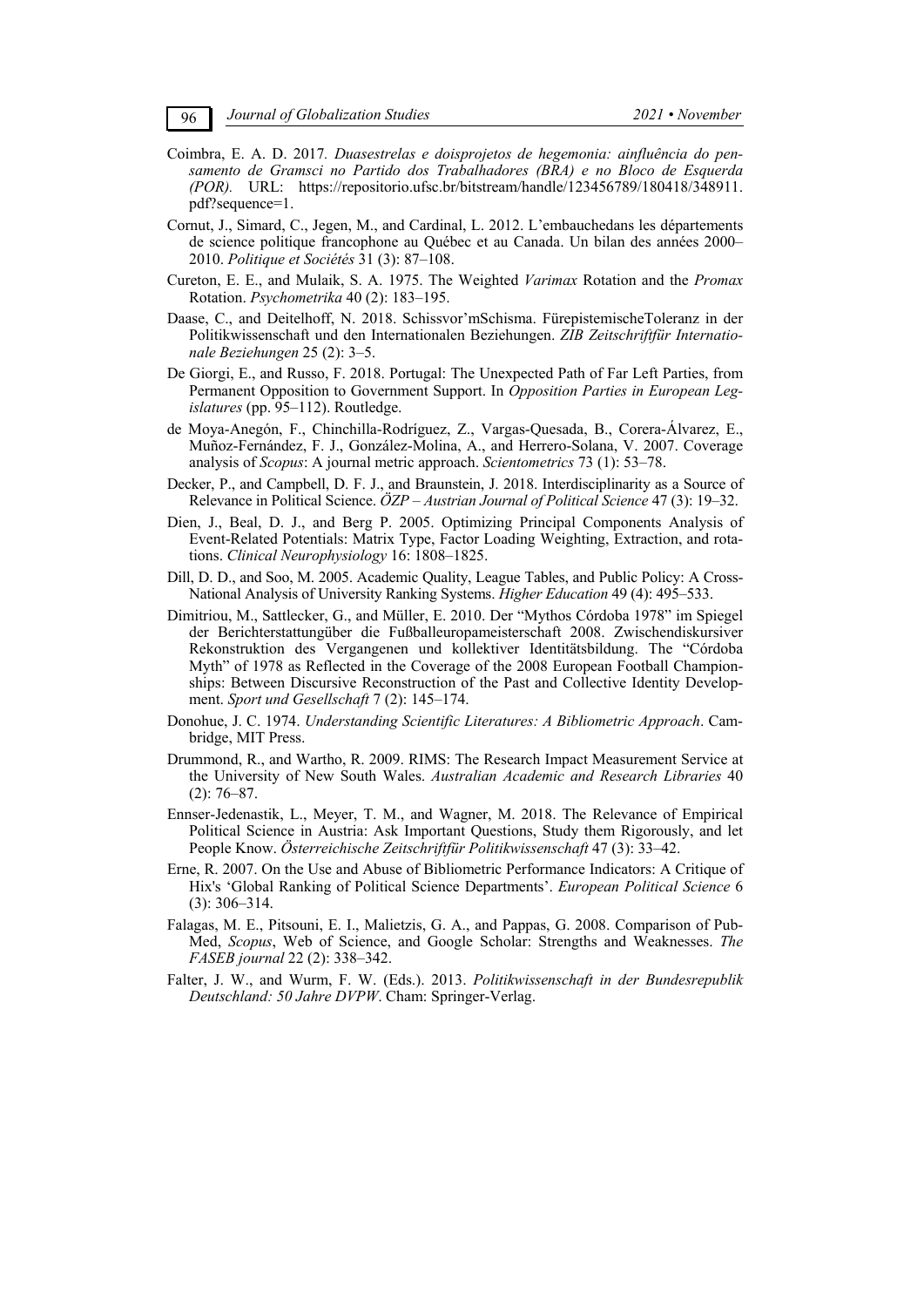Coimbra, E. A. D. 2017. *Duasestrelas e doisprojetos de hegemonia: ainfluência do pensamento de Gramsci no Partido dos Trabalhadores (BRA) e no Bloco de Esquerda (POR).* URL: https://repositorio.ufsc.br/bitstream/handle/123456789/180418/348911.pdf?sequence=1.

Cornut, J., Simard, C., Jegen, M., and Cardinal, L. 2012. L'embauchedans les départements de science politique francophone au Québec et au Canada. Un bilan des années 2000–2010. *Politique et Sociétés* 31 (3): 87–108.

Cureton, E. E., and Mulaik, S. A. 1975. The Weighted *Varimax* Rotation and the *Promax* Rotation. *Psychometrika* 40 (2): 183–195.

Daase, C., and Deitelhoff, N. 2018. Schissvor'mSchisma. FürepistemischeToleranz in der Politikwissenschaft und den Internationalen Beziehungen. *ZIB Zeitschriftfür Internationale Beziehungen* 25 (2): 3–5.

De Giorgi, E., and Russo, F. 2018. Portugal: The Unexpected Path of Far Left Parties, from Permanent Opposition to Government Support. In *Opposition Parties in European Legislatures* (pp. 95–112). Routledge.

de Moya-Anegón, F., Chinchilla-Rodríguez, Z., Vargas-Quesada, B., Corera-Álvarez, E., Muñoz-Fernández, F. J., González-Molina, A., and Herrero-Solana, V. 2007. Coverage analysis of *Scopus*: A journal metric approach. *Scientometrics* 73 (1): 53–78.

Decker, P., and Campbell, D. F. J., and Braunstein, J. 2018. Interdisciplinarity as a Source of Relevance in Political Science. *ÖZP – Austrian Journal of Political Science* 47 (3): 19–32.

Dien, J., Beal, D. J., and Berg P. 2005. Optimizing Principal Components Analysis of Event-Related Potentials: Matrix Type, Factor Loading Weighting, Extraction, and rotations. *Clinical Neurophysiology* 16: 1808–1825.

Dill, D. D., and Soo, M. 2005. Academic Quality, League Tables, and Public Policy: A Cross-National Analysis of University Ranking Systems. *Higher Education* 49 (4): 495–533.

Dimitriou, M., Sattlecker, G., and Müller, E. 2010. Der "Mythos Córdoba 1978" im Spiegel der Berichterstattungüber die Fußballeuropameisterschaft 2008. Zwischendiskursiver Rekonstruktion des Vergangenen und kollektiver Identitätsbildung. The "Córdoba Myth" of 1978 as Reflected in the Coverage of the 2008 European Football Championships: Between Discursive Reconstruction of the Past and Collective Identity Development. *Sport und Gesellschaft* 7 (2): 145–174.

Donohue, J. C. 1974. *Understanding Scientific Literatures: A Bibliometric Approach*. Cambridge, MIT Press.

Drummond, R., and Wartho, R. 2009. RIMS: The Research Impact Measurement Service at the University of New South Wales. *Australian Academic and Research Libraries* 40 (2): 76–87.

Ennser-Jedenastik, L., Meyer, T. M., and Wagner, M. 2018. The Relevance of Empirical Political Science in Austria: Ask Important Questions, Study them Rigorously, and let People Know. *Österreichische Zeitschriftfür Politikwissenschaft* 47 (3): 33–42.

Erne, R. 2007. On the Use and Abuse of Bibliometric Performance Indicators: A Critique of Hix's 'Global Ranking of Political Science Departments'. *European Political Science* 6 (3): 306–314.

Falagas, M. E., Pitsouni, E. I., Malietzis, G. A., and Pappas, G. 2008. Comparison of PubMed, *Scopus*, Web of Science, and Google Scholar: Strengths and Weaknesses. *The FASEB journal* 22 (2): 338–342.

Falter, J. W., and Wurm, F. W. (Eds.). 2013. *Politikwissenschaft in der Bundesrepublik Deutschland: 50 Jahre DVPW*. Cham: Springer-Verlag.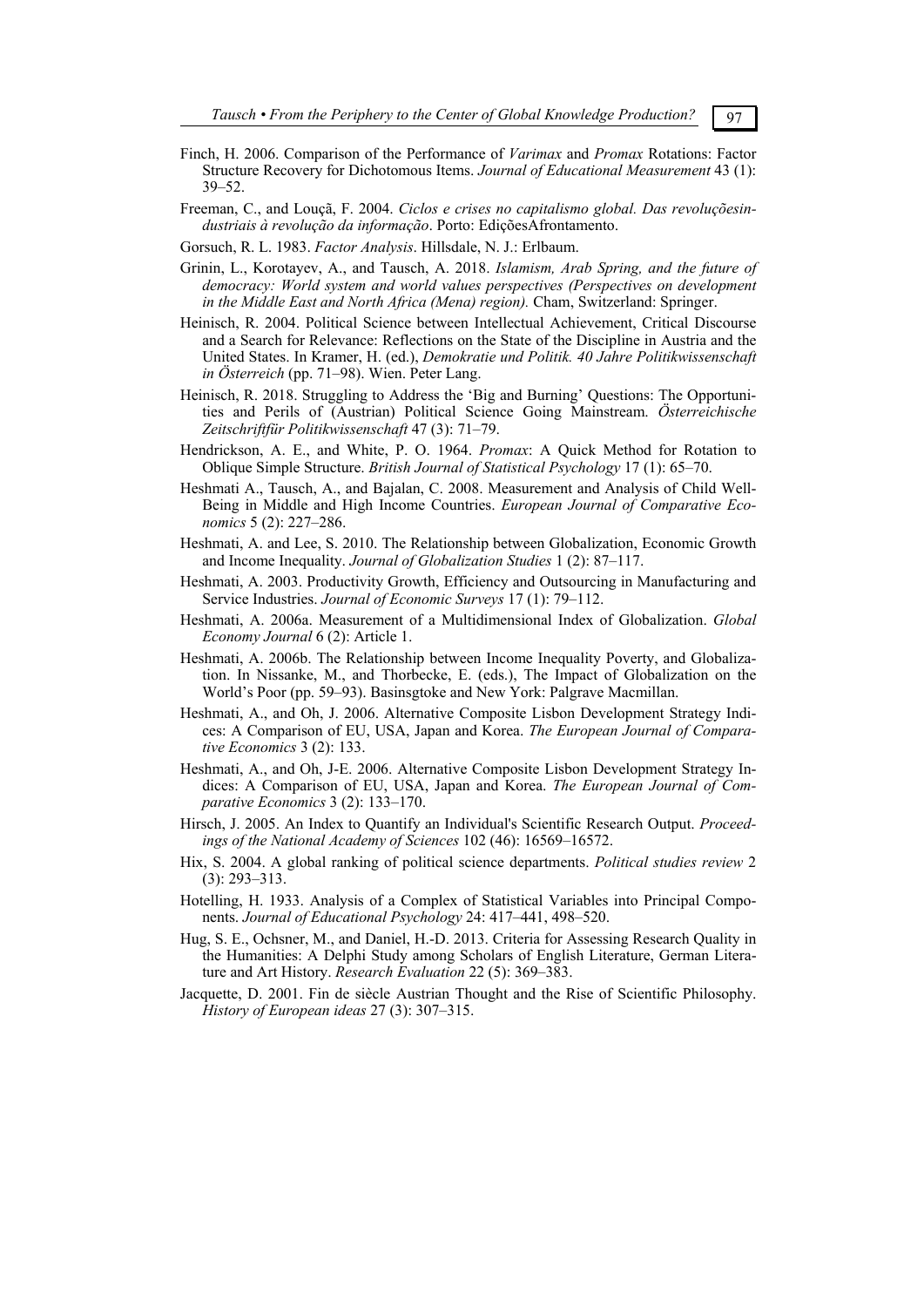Finch, H. 2006. Comparison of the Performance of *Varimax* and *Promax* Rotations: Factor Structure Recovery for Dichotomous Items. *Journal of Educational Measurement* 43 (1): 39–52.

Freeman, C., and Louçã, F. 2004. *Ciclos e crises no capitalismo global. Das revoluçõesindustriais à revolução da informação*. Porto: EdiçõesAfrontamento.

Gorsuch, R. L. 1983. *Factor Analysis*. Hillsdale, N. J.: Erlbaum.

Grinin, L., Korotayev, A., and Tausch, A. 2018. *Islamism, Arab Spring, and the future of democracy: World system and world values perspectives (Perspectives on development in the Middle East and North Africa (Mena) region).* Cham, Switzerland: Springer.

Heinisch, R. 2004. Political Science between Intellectual Achievement, Critical Discourse and a Search for Relevance: Reflections on the State of the Discipline in Austria and the United States. In Kramer, H. (ed.), *Demokratie und Politik. 40 Jahre Politikwissenschaft in Österreich* (pp. 71–98). Wien. Peter Lang.

Heinisch, R. 2018. Struggling to Address the 'Big and Burning' Questions: The Opportunities and Perils of (Austrian) Political Science Going Mainstream. *Österreichische Zeitschriftfür Politikwissenschaft* 47 (3): 71–79.

Hendrickson, A. E., and White, P. O. 1964. *Promax*: A Quick Method for Rotation to Oblique Simple Structure. *British Journal of Statistical Psychology* 17 (1): 65–70.

Heshmati A., Tausch, A., and Bajalan, C. 2008. Measurement and Analysis of Child Well-Being in Middle and High Income Countries. *European Journal of Comparative Economics* 5 (2): 227–286.

Heshmati, A. and Lee, S. 2010. The Relationship between Globalization, Economic Growth and Income Inequality. *Journal of Globalization Studies* 1 (2): 87–117.

Heshmati, A. 2003. Productivity Growth, Efficiency and Outsourcing in Manufacturing and Service Industries. *Journal of Economic Surveys* 17 (1): 79–112.

Heshmati, A. 2006a. Measurement of a Multidimensional Index of Globalization. *Global Economy Journal* 6 (2): Article 1.

Heshmati, A. 2006b. The Relationship between Income Inequality Poverty, and Globalization. In Nissanke, M., and Thorbecke, E. (eds.), The Impact of Globalization on the World's Poor (pp. 59–93). Basinsgtoke and New York: Palgrave Macmillan.

Heshmati, A., and Oh, J. 2006. Alternative Composite Lisbon Development Strategy Indices: A Comparison of EU, USA, Japan and Korea. *The European Journal of Comparative Economics* 3 (2): 133.

Heshmati, A., and Oh, J-E. 2006. Alternative Composite Lisbon Development Strategy Indices: A Comparison of EU, USA, Japan and Korea. *The European Journal of Comparative Economics* 3 (2): 133–170.

Hirsch, J. 2005. An Index to Quantify an Individual's Scientific Research Output. *Proceedings of the National Academy of Sciences* 102 (46): 16569–16572.

Hix, S. 2004. A global ranking of political science departments. *Political studies review* 2 (3): 293–313.

Hotelling, H. 1933. Analysis of a Complex of Statistical Variables into Principal Components. *Journal of Educational Psychology* 24: 417–441, 498–520.

Hug, S. E., Ochsner, M., and Daniel, H.-D. 2013. Criteria for Assessing Research Quality in the Humanities: A Delphi Study among Scholars of English Literature, German Literature and Art History. *Research Evaluation* 22 (5): 369–383.

Jacquette, D. 2001. Fin de siècle Austrian Thought and the Rise of Scientific Philosophy. *History of European ideas* 27 (3): 307–315.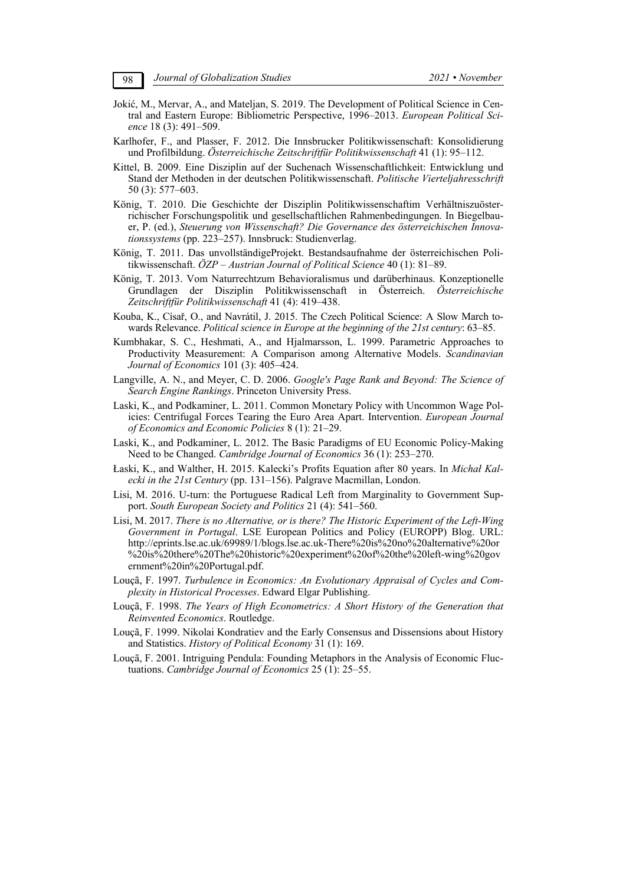Jokić, M., Mervar, A., and Mateljan, S. 2019. The Development of Political Science in Central and Eastern Europe: Bibliometric Perspective, 1996–2013. *European Political Science* 18 (3): 491–509.

Karlhofer, F., and Plasser, F. 2012. Die Innsbrucker Politikwissenschaft: Konsolidierung und Profilbildung. *Österreichische Zeitschriftfür Politikwissenschaft* 41 (1): 95–112.

Kittel, B. 2009. Eine Disziplin auf der Suchenach Wissenschaftlichkeit: Entwicklung und Stand der Methoden in der deutschen Politikwissenschaft. *Politische Vierteljahresschrift* 50 (3): 577–603.

König, T. 2010. Die Geschichte der Disziplin Politikwissenschaftim Verhältniszuösterrichischer Forschungspolitik und gesellschaftlichen Rahmenbedingungen. In Biegelbauer, P. (ed.), *Steuerung von Wissenschaft? Die Governance des österreichischen Innovationssystems* (pp. 223–257). Innsbruck: Studienverlag.

König, T. 2011. Das unvollständigeProjekt. Bestandsaufnahme der österreichischen Politikwissenschaft. *ÖZP – Austrian Journal of Political Science* 40 (1): 81–89.

König, T. 2013. Vom Naturrechtzum Behavioralismus und darüberhinaus. Konzeptionelle Grundlagen der Disziplin Politikwissenschaft in Österreich. *Österreichische Zeitschriftfür Politikwissenschaft* 41 (4): 419–438.

Kouba, K., Císař, O., and Navrátil, J. 2015. The Czech Political Science: A Slow March towards Relevance. *Political science in Europe at the beginning of the 21st century*: 63–85.

Kumbhakar, S. C., Heshmati, A., and Hjalmarsson, L. 1999. Parametric Approaches to Productivity Measurement: A Comparison among Alternative Models. *Scandinavian Journal of Economics* 101 (3): 405–424.

Langville, A. N., and Meyer, C. D. 2006. *Google's Page Rank and Beyond: The Science of Search Engine Rankings*. Princeton University Press.

Laski, K., and Podkaminer, L. 2011. Common Monetary Policy with Uncommon Wage Policies: Centrifugal Forces Tearing the Euro Area Apart. Intervention. *European Journal of Economics and Economic Policies* 8 (1): 21–29.

Laski, K., and Podkaminer, L. 2012. The Basic Paradigms of EU Economic Policy-Making Need to be Changed. *Cambridge Journal of Economics* 36 (1): 253–270.

Łaski, K., and Walther, H. 2015. Kalecki's Profits Equation after 80 years. In *Michał Kalecki in the 21st Century* (pp. 131–156). Palgrave Macmillan, London.

Lisi, M. 2016. U-turn: the Portuguese Radical Left from Marginality to Government Support. *South European Society and Politics* 21 (4): 541–560.

Lisi, M. 2017. *There is no Alternative, or is there? The Historic Experiment of the Left-Wing Government in Portugal*. LSE European Politics and Policy (EUROPP) Blog. URL: http://eprints.lse.ac.uk/69989/1/blogs.lse.ac.uk-There%20is%20no%20alternative%20or%20is%20there%20The%20historic%20experiment%20of%20the%20left-wing%20government%20in%20Portugal.pdf.

Louçã, F. 1997. *Turbulence in Economics: An Evolutionary Appraisal of Cycles and Complexity in Historical Processes*. Edward Elgar Publishing.

Louçã, F. 1998. *The Years of High Econometrics: A Short History of the Generation that Reinvented Economics*. Routledge.

Louçã, F. 1999. Nikolai Kondratiev and the Early Consensus and Dissensions about History and Statistics. *History of Political Economy* 31 (1): 169.

Louçã, F. 2001. Intriguing Pendula: Founding Metaphors in the Analysis of Economic Fluctuations. *Cambridge Journal of Economics* 25 (1): 25–55.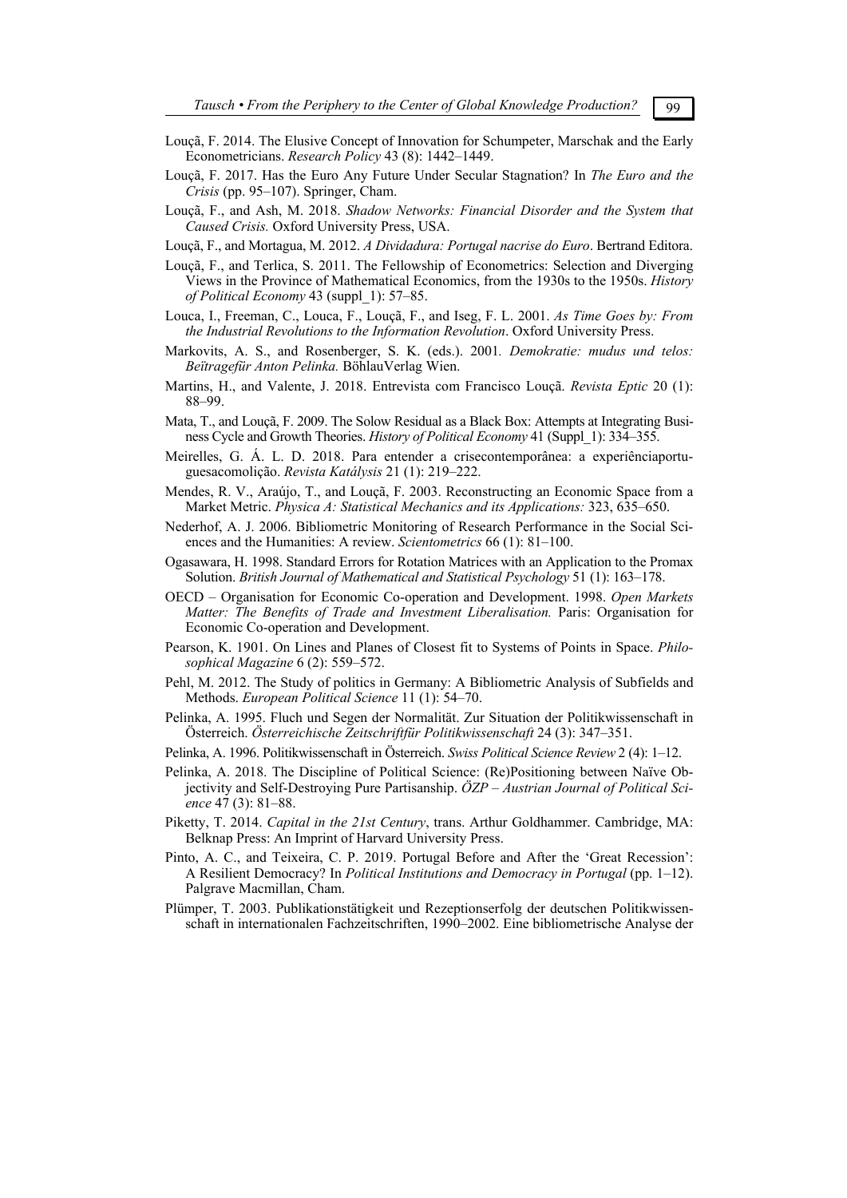Louçã, F. 2014. The Elusive Concept of Innovation for Schumpeter, Marschak and the Early Econometricians. *Research Policy* 43 (8): 1442–1449.

Louçã, F. 2017. Has the Euro Any Future Under Secular Stagnation? In *The Euro and the Crisis* (pp. 95–107). Springer, Cham.

Louçã, F., and Ash, M. 2018. *Shadow Networks: Financial Disorder and the System that Caused Crisis.* Oxford University Press, USA.

Louçã, F., and Mortagua, M. 2012. *A Dividadura: Portugal nacrise do Euro*. Bertrand Editora.

Louçã, F., and Terlica, S. 2011. The Fellowship of Econometrics: Selection and Diverging Views in the Province of Mathematical Economics, from the 1930s to the 1950s. *History of Political Economy* 43 (suppl_1): 57–85.

Louca, I., Freeman, C., Louca, F., Louçã, F., and Iseg, F. L. 2001. *As Time Goes by: From the Industrial Revolutions to the Information Revolution*. Oxford University Press.

Markovits, A. S., and Rosenberger, S. K. (eds.). 2001*. Demokratie: mudus und telos: Beïtragefür Anton Pelinka.* BöhlauVerlag Wien.

Martins, H., and Valente, J. 2018. Entrevista com Francisco Louçã. *Revista Eptic* 20 (1): 88–99.

Mata, T., and Louçã, F. 2009. The Solow Residual as a Black Box: Attempts at Integrating Business Cycle and Growth Theories. *History of Political Economy* 41 (Suppl_1): 334–355.

Meirelles, G. Á. L. D. 2018. Para entender a crisecontemporânea: a experiênciaportuguesacomolição. *Revista Katálysis* 21 (1): 219–222.

Mendes, R. V., Araújo, T., and Louçã, F. 2003. Reconstructing an Economic Space from a Market Metric. *Physica A: Statistical Mechanics and its Applications:* 323, 635–650.

Nederhof, A. J. 2006. Bibliometric Monitoring of Research Performance in the Social Sciences and the Humanities: A review. *Scientometrics* 66 (1): 81–100.

Ogasawara, H. 1998. Standard Errors for Rotation Matrices with an Application to the Promax Solution. *British Journal of Mathematical and Statistical Psychology* 51 (1): 163–178.

OECD – Organisation for Economic Co-operation and Development. 1998. *Open Markets Matter: The Benefits of Trade and Investment Liberalisation.* Paris: Organisation for Economic Co-operation and Development.

Pearson, K. 1901. On Lines and Planes of Closest fit to Systems of Points in Space. *Philosophical Magazine* 6 (2): 559–572.

Pehl, M. 2012. The Study of politics in Germany: A Bibliometric Analysis of Subfields and Methods. *European Political Science* 11 (1): 54–70.

Pelinka, A. 1995. Fluch und Segen der Normalität. Zur Situation der Politikwissenschaft in Österreich. *Österreichische Zeitschriftfür Politikwissenschaft* 24 (3): 347–351.

Pelinka, A. 1996. Politikwissenschaft in Österreich. *Swiss Political Science Review* 2 (4): 1–12.

Pelinka, A. 2018. The Discipline of Political Science: (Re)Positioning between Naïve Objectivity and Self-Destroying Pure Partisanship. *ÖZP – Austrian Journal of Political Science* 47 (3): 81–88.

Piketty, T. 2014. *Capital in the 21st Century*, trans. Arthur Goldhammer. Cambridge, MA: Belknap Press: An Imprint of Harvard University Press.

Pinto, A. C., and Teixeira, C. P. 2019. Portugal Before and After the 'Great Recession': A Resilient Democracy? In *Political Institutions and Democracy in Portugal* (pp. 1–12). Palgrave Macmillan, Cham.

Plümper, T. 2003. Publikationstätigkeit und Rezeptionserfolg der deutschen Politikwissenschaft in internationalen Fachzeitschriften, 1990–2002. Eine bibliometrische Analyse der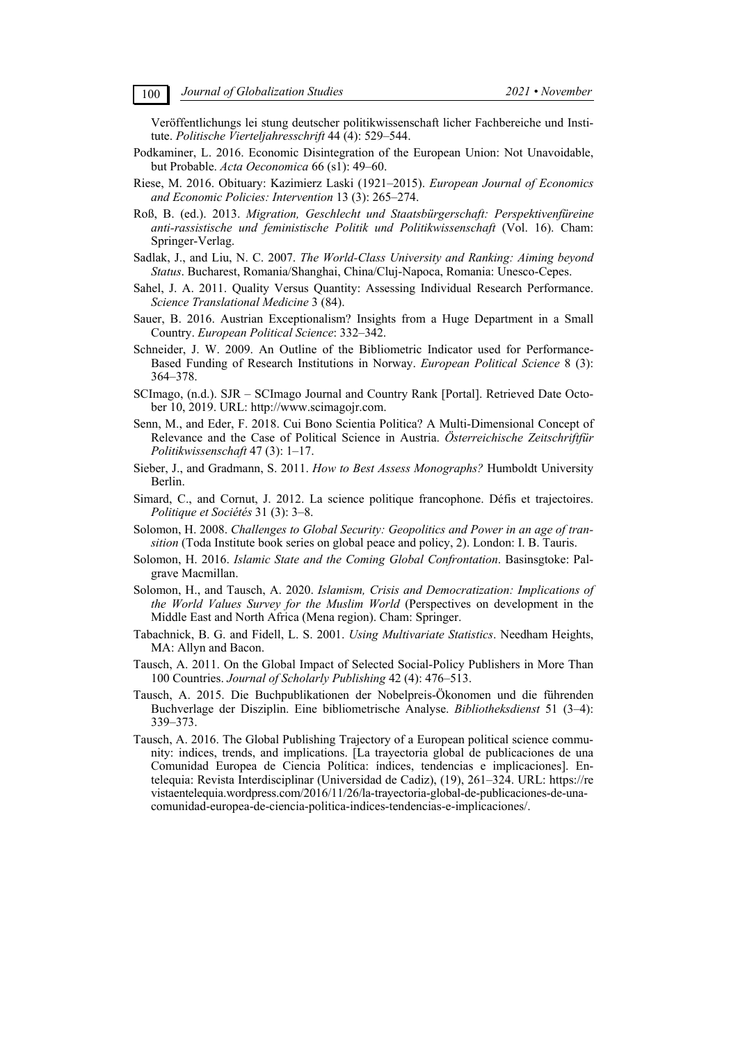Veröffentlichungs lei stung deutscher politikwissenschaft licher Fachbereiche und Institute. *Politische Vierteljahresschrift* 44 (4): 529–544.

Podkaminer, L. 2016. Economic Disintegration of the European Union: Not Unavoidable, but Probable. *Acta Oeconomica* 66 (s1): 49–60.

Riese, M. 2016. Obituary: Kazimierz Laski (1921–2015). *European Journal of Economics and Economic Policies: Intervention* 13 (3): 265–274.

Roß, B. (ed.). 2013. *Migration, Geschlecht und Staatsbürgerschaft: Perspektivenfüreine anti-rassistische und feministische Politik und Politikwissenschaft* (Vol. 16). Cham: Springer-Verlag.

Sadlak, J., and Liu, N. C. 2007. *The World-Class University and Ranking: Aiming beyond Status*. Bucharest, Romania/Shanghai, China/Cluj-Napoca, Romania: Unesco-Cepes.

Sahel, J. A. 2011. Quality Versus Quantity: Assessing Individual Research Performance. *Science Translational Medicine* 3 (84).

Sauer, B. 2016. Austrian Exceptionalism? Insights from a Huge Department in a Small Country. *European Political Science*: 332–342.

Schneider, J. W. 2009. An Outline of the Bibliometric Indicator used for Performance-Based Funding of Research Institutions in Norway. *European Political Science* 8 (3): 364–378.

SCImago, (n.d.). SJR – SCImago Journal and Country Rank [Portal]. Retrieved Date October 10, 2019. URL: http://www.scimagojr.com.

Senn, M., and Eder, F. 2018. Cui Bono Scientia Politica? A Multi-Dimensional Concept of Relevance and the Case of Political Science in Austria. *Österreichische Zeitschriftfür Politikwissenschaft* 47 (3): 1–17.

Sieber, J., and Gradmann, S. 2011. *How to Best Assess Monographs?* Humboldt University Berlin.

Simard, C., and Cornut, J. 2012. La science politique francophone. Défis et trajectoires. *Politique et Sociétés* 31 (3): 3–8.

Solomon, H. 2008. *Challenges to Global Security: Geopolitics and Power in an age of transition* (Toda Institute book series on global peace and policy, 2). London: I. B. Tauris.

Solomon, H. 2016. *Islamic State and the Coming Global Confrontation*. Basinsgtoke: Palgrave Macmillan.

Solomon, H., and Tausch, A. 2020. *Islamism, Crisis and Democratization: Implications of the World Values Survey for the Muslim World* (Perspectives on development in the Middle East and North Africa (Mena region). Cham: Springer.

Tabachnick, B. G. and Fidell, L. S. 2001. *Using Multivariate Statistics*. Needham Heights, MA: Allyn and Bacon.

Tausch, A. 2011. On the Global Impact of Selected Social-Policy Publishers in More Than 100 Countries. *Journal of Scholarly Publishing* 42 (4): 476–513.

Tausch, A. 2015. Die Buchpublikationen der Nobelpreis-Ökonomen und die führenden Buchverlage der Disziplin. Eine bibliometrische Analyse. *Bibliotheksdienst* 51 (3–4): 339–373.

Tausch, A. 2016. The Global Publishing Trajectory of a European political science community: indices, trends, and implications. [La trayectoria global de publicaciones de una Comunidad Europea de Ciencia Política: índices, tendencias e implicaciones]. Entelequia: Revista Interdisciplinar (Universidad de Cadiz), (19), 261–324. URL: https://revistaentelequia.wordpress.com/2016/11/26/la-trayectoria-global-de-publicaciones-de-una-comunidad-europea-de-ciencia-politica-indices-tendencias-e-implicaciones/.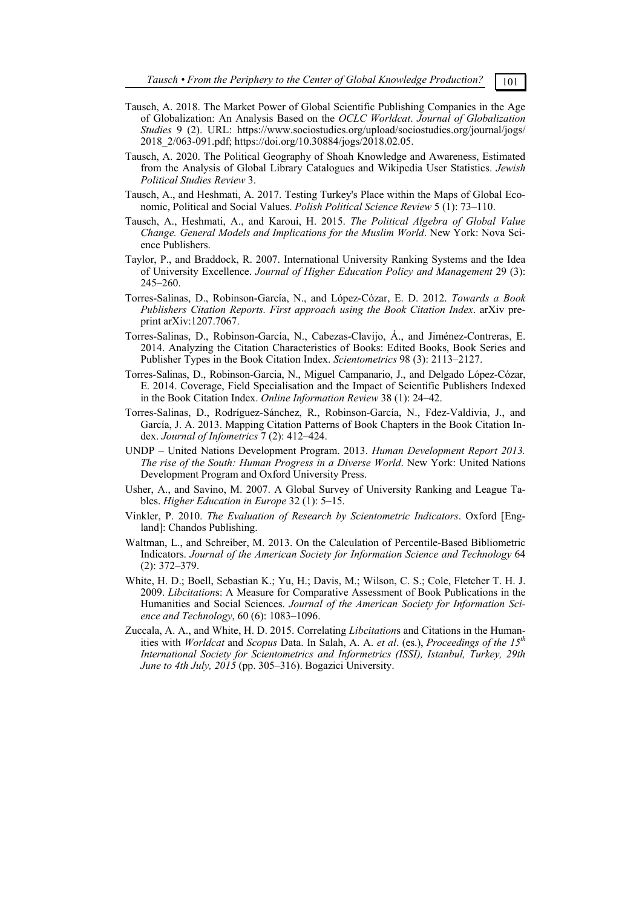Tausch, A. 2018. The Market Power of Global Scientific Publishing Companies in the Age of Globalization: An Analysis Based on the *OCLC Worldcat*. *Journal of Globalization Studies* 9 (2). URL: https://www.sociostudies.org/upload/sociostudies.org/journal/jogs/2018_2/063-091.pdf; https://doi.org/10.30884/jogs/2018.02.05.

Tausch, A. 2020. The Political Geography of Shoah Knowledge and Awareness, Estimated from the Analysis of Global Library Catalogues and Wikipedia User Statistics. *Jewish Political Studies Review* 3.

Tausch, A., and Heshmati, A. 2017. Testing Turkey's Place within the Maps of Global Economic, Political and Social Values. *Polish Political Science Review* 5 (1): 73–110.

Tausch, A., Heshmati, A., and Karoui, H. 2015. *The Political Algebra of Global Value Change. General Models and Implications for the Muslim World*. New York: Nova Science Publishers.

Taylor, P., and Braddock, R. 2007. International University Ranking Systems and the Idea of University Excellence. *Journal of Higher Education Policy and Management* 29 (3): 245–260.

Torres-Salinas, D., Robinson-García, N., and López-Cózar, E. D. 2012. *Towards a Book Publishers Citation Reports. First approach using the Book Citation Index*. arXiv preprint arXiv:1207.7067.

Torres-Salinas, D., Robinson-García, N., Cabezas-Clavijo, Á., and Jiménez-Contreras, E. 2014. Analyzing the Citation Characteristics of Books: Edited Books, Book Series and Publisher Types in the Book Citation Index. *Scientometrics* 98 (3): 2113–2127.

Torres-Salinas, D., Robinson-Garcia, N., Miguel Campanario, J., and Delgado López-Cózar, E. 2014. Coverage, Field Specialisation and the Impact of Scientific Publishers Indexed in the Book Citation Index. *Online Information Review* 38 (1): 24–42.

Torres-Salinas, D., Rodríguez-Sánchez, R., Robinson-García, N., Fdez-Valdivia, J., and García, J. A. 2013. Mapping Citation Patterns of Book Chapters in the Book Citation Index. *Journal of Infometrics* 7 (2): 412–424.

UNDP – United Nations Development Program. 2013. *Human Development Report 2013. The rise of the South: Human Progress in a Diverse World*. New York: United Nations Development Program and Oxford University Press.

Usher, A., and Savino, M. 2007. A Global Survey of University Ranking and League Tables. *Higher Education in Europe* 32 (1): 5–15.

Vinkler, P. 2010. *The Evaluation of Research by Scientometric Indicators*. Oxford [England]: Chandos Publishing.

Waltman, L., and Schreiber, M. 2013. On the Calculation of Percentile-Based Bibliometric Indicators. *Journal of the American Society for Information Science and Technology* 64 (2): 372–379.

White, H. D.; Boell, Sebastian K.; Yu, H.; Davis, M.; Wilson, C. S.; Cole, Fletcher T. H. J. 2009. *Libcitation*s: A Measure for Comparative Assessment of Book Publications in the Humanities and Social Sciences. *Journal of the American Society for Information Science and Technology*, 60 (6): 1083–1096.

Zuccala, A. A., and White, H. D. 2015. Correlating *Libcitation*s and Citations in the Humanities with *Worldcat* and *Scopus* Data. In Salah, A. A. *et al*. (es.), *Proceedings of the 15th International Society for Scientometrics and Informetrics (ISSI), Istanbul, Turkey, 29th June to 4th July, 2015* (pp. 305–316). Bogazici University.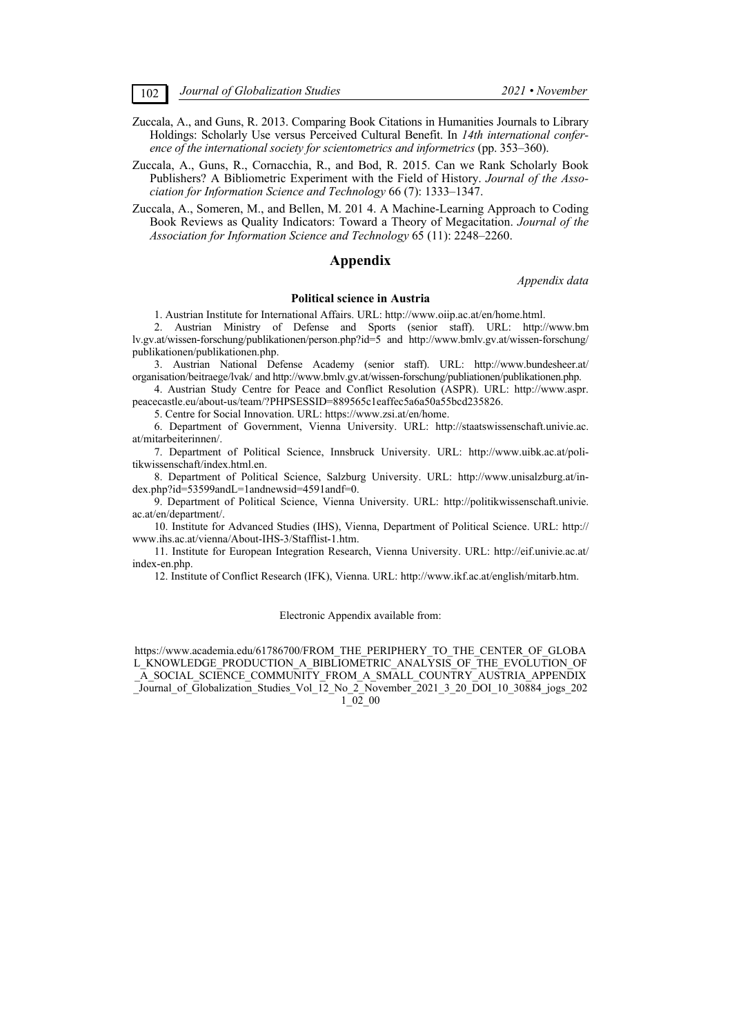Zuccala, A., and Guns, R. 2013. Comparing Book Citations in Humanities Journals to Library Holdings: Scholarly Use versus Perceived Cultural Benefit. In *14th international conference of the international society for scientometrics and informetrics* (pp. 353–360).

Zuccala, A., Guns, R., Cornacchia, R., and Bod, R. 2015. Can we Rank Scholarly Book Publishers? A Bibliometric Experiment with the Field of History. *Journal of the Association for Information Science and Technology* 66 (7): 1333–1347.

Zuccala, A., Someren, M., and Bellen, M. 201 4. A Machine-Learning Approach to Coding Book Reviews as Quality Indicators: Toward a Theory of Megacitation. *Journal of the Association for Information Science and Technology* 65 (11): 2248–2260.

## Appendix

*Appendix data*

**Political science in Austria**

1. Austrian Institute for International Affairs. URL: http://www.oiip.ac.at/en/home.html.
2. Austrian Ministry of Defense and Sports (senior staff). URL: http://www.bmlv.gv.at/wissen-forschung/publikationen/person.php?id=5 and http://www.bmlv.gv.at/wissen-forschung/publikationen/publikationen.php.
3. Austrian National Defense Academy (senior staff). URL: http://www.bundesheer.at/organisation/beitraege/lvak/ and http://www.bmlv.gv.at/wissen-forschung/publiationen/publikationen.php.
4. Austrian Study Centre for Peace and Conflict Resolution (ASPR). URL: http://www.aspr.peacecastle.eu/about-us/team/?PHPSESSID=889565c1eaffec5a6a50a55bcd235826.
5. Centre for Social Innovation. URL: https://www.zsi.at/en/home.
6. Department of Government, Vienna University. URL: http://staatswissenschaft.univie.ac.at/mitarbeiterinnen/.
7. Department of Political Science, Innsbruck University. URL: http://www.uibk.ac.at/politikwissenschaft/index.html.en.
8. Department of Political Science, Salzburg University. URL: http://www.unisalzburg.at/index.php?id=53599andL=1andnewsid=4591andf=0.
9. Department of Political Science, Vienna University. URL: http://politikwissenschaft.univie.ac.at/en/department/.
10. Institute for Advanced Studies (IHS), Vienna, Department of Political Science. URL: http://www.ihs.ac.at/vienna/About-IHS-3/Stafflist-1.htm.
11. Institute for European Integration Research, Vienna University. URL: http://eif.univie.ac.at/index-en.php.
12. Institute of Conflict Research (IFK), Vienna. URL: http://www.ikf.ac.at/english/mitarb.htm.

Electronic Appendix available from:

https://www.academia.edu/61786700/FROM_THE_PERIPHERY_TO_THE_CENTER_OF_GLOBAL_KNOWLEDGE_PRODUCTION_A_BIBLIOMETRIC_ANALYSIS_OF_THE_EVOLUTION_OF_A_SOCIAL_SCIENCE_COMMUNITY_FROM_A_SMALL_COUNTRY_AUSTRIA_APPENDIX_Journal_of_Globalization_Studies_Vol_12_No_2_November_2021_3_20_DOI_10_30884_jogs_2021_02_00